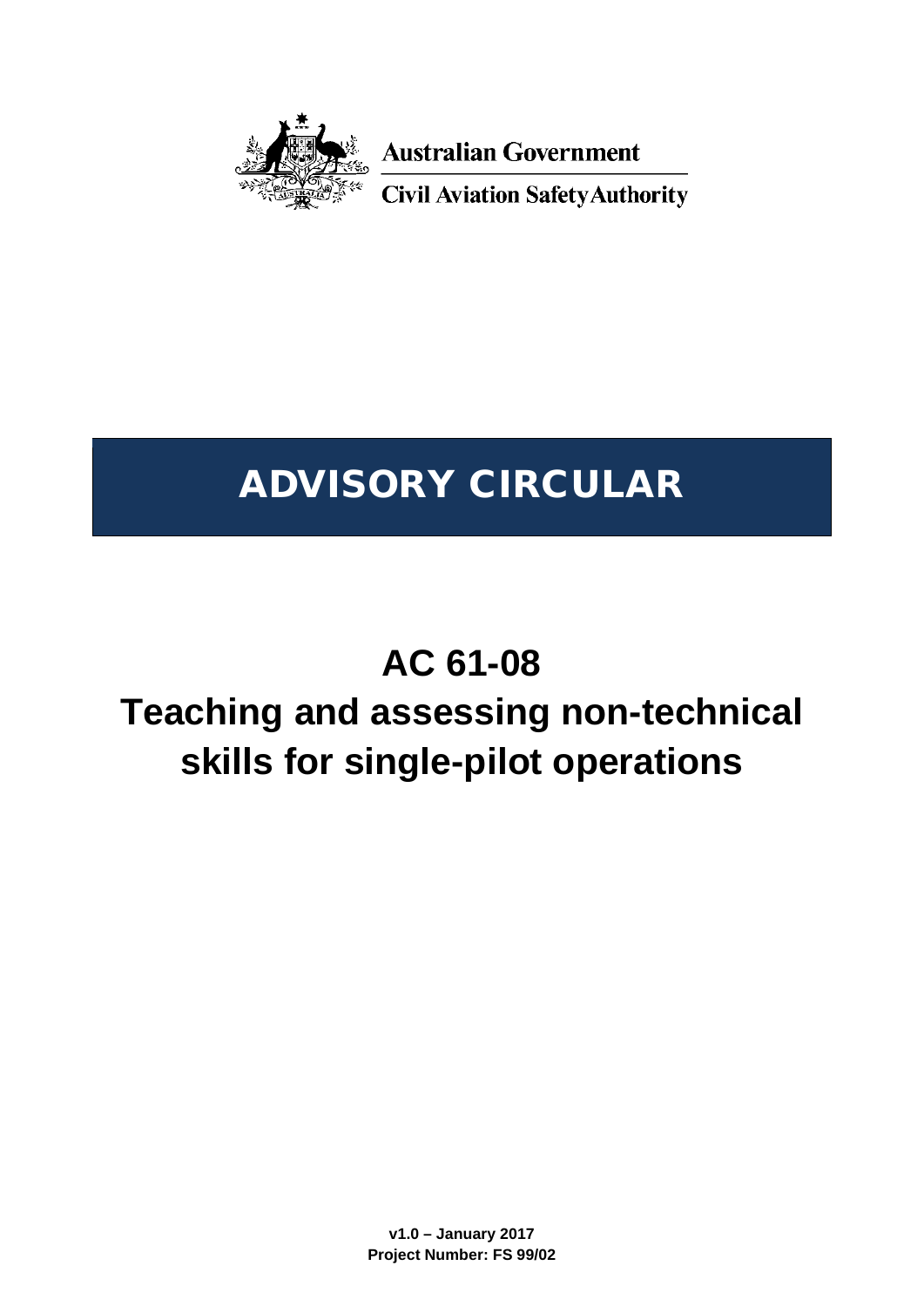Australian Government

Civil Aviation Safety Authority

# ADVISORY CIRCULAR

# AC 61-08

# Teaching and assessing non-technical skills for single-pilot operations

**v1.0 – January 2017**

**Project Number: FS 99/02**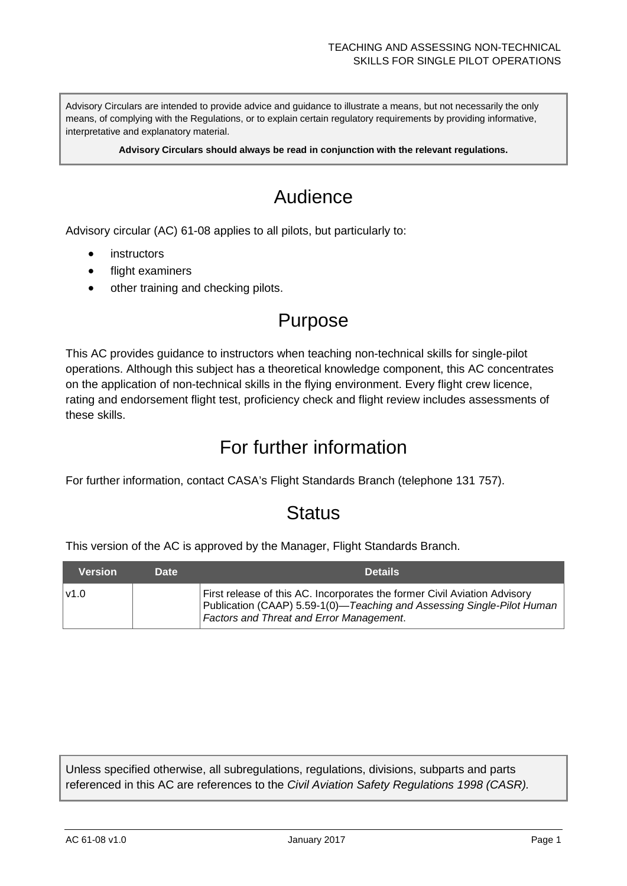Advisory Circulars are intended to provide advice and guidance to illustrate a means, but not necessarily the only means, of complying with the Regulations, or to explain certain regulatory requirements by providing informative, interpretative and explanatory material.

**Advisory Circulars should always be read in conjunction with the relevant regulations.**

# Audience

Advisory circular (AC) 61-08 applies to all pilots, but particularly to:

- instructors
- flight examiners
- other training and checking pilots.

# Purpose

This AC provides guidance to instructors when teaching non-technical skills for single-pilot operations. Although this subject has a theoretical knowledge component, this AC concentrates on the application of non-technical skills in the flying environment. Every flight crew licence, rating and endorsement flight test, proficiency check and flight review includes assessments of these skills.

# For further information

For further information, contact CASA's Flight Standards Branch (telephone 131 757).

# Status

This version of the AC is approved by the Manager, Flight Standards Branch.

| Version | Date | Details |
|---|---|---|
| v1.0 | | First release of this AC. Incorporates the former Civil Aviation Advisory Publication (CAAP) 5.59-1(0)—*Teaching and Assessing Single-Pilot Human Factors and Threat and Error Management*. |

Unless specified otherwise, all subregulations, regulations, divisions, subparts and parts referenced in this AC are references to the *Civil Aviation Safety Regulations 1998 (CASR)*.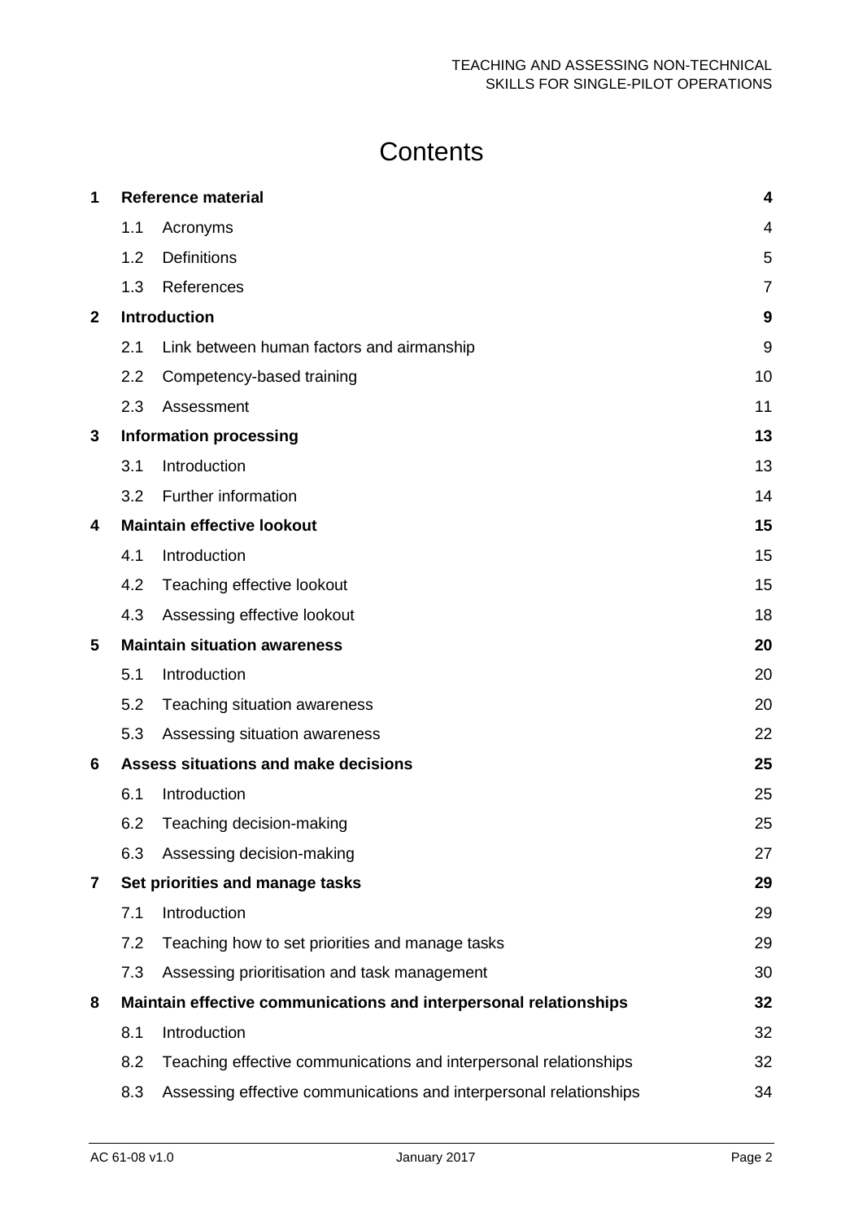# Contents

| | | | |
|---|---|---|---|
| **1** | **Reference material** | | **4** |
| | 1.1 | Acronyms | 4 |
| | 1.2 | Definitions | 5 |
| | 1.3 | References | 7 |
| **2** | **Introduction** | | **9** |
| | 2.1 | Link between human factors and airmanship | 9 |
| | 2.2 | Competency-based training | 10 |
| | 2.3 | Assessment | 11 |
| **3** | **Information processing** | | **13** |
| | 3.1 | Introduction | 13 |
| | 3.2 | Further information | 14 |
| **4** | **Maintain effective lookout** | | **15** |
| | 4.1 | Introduction | 15 |
| | 4.2 | Teaching effective lookout | 15 |
| | 4.3 | Assessing effective lookout | 18 |
| **5** | **Maintain situation awareness** | | **20** |
| | 5.1 | Introduction | 20 |
| | 5.2 | Teaching situation awareness | 20 |
| | 5.3 | Assessing situation awareness | 22 |
| **6** | **Assess situations and make decisions** | | **25** |
| | 6.1 | Introduction | 25 |
| | 6.2 | Teaching decision-making | 25 |
| | 6.3 | Assessing decision-making | 27 |
| **7** | **Set priorities and manage tasks** | | **29** |
| | 7.1 | Introduction | 29 |
| | 7.2 | Teaching how to set priorities and manage tasks | 29 |
| | 7.3 | Assessing prioritisation and task management | 30 |
| **8** | **Maintain effective communications and interpersonal relationships** | | **32** |
| | 8.1 | Introduction | 32 |
| | 8.2 | Teaching effective communications and interpersonal relationships | 32 |
| | 8.3 | Assessing effective communications and interpersonal relationships | 34 |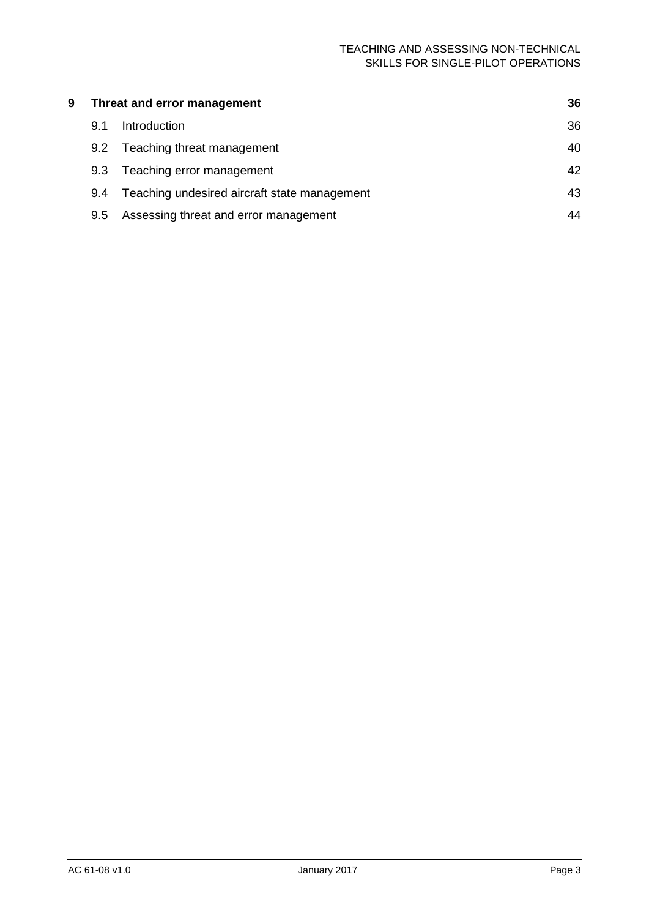| | | |
|---|---|---|
| **9** | **Threat and error management** | **36** |
| 9.1 | Introduction | 36 |
| 9.2 | Teaching threat management | 40 |
| 9.3 | Teaching error management | 42 |
| 9.4 | Teaching undesired aircraft state management | 43 |
| 9.5 | Assessing threat and error management | 44 |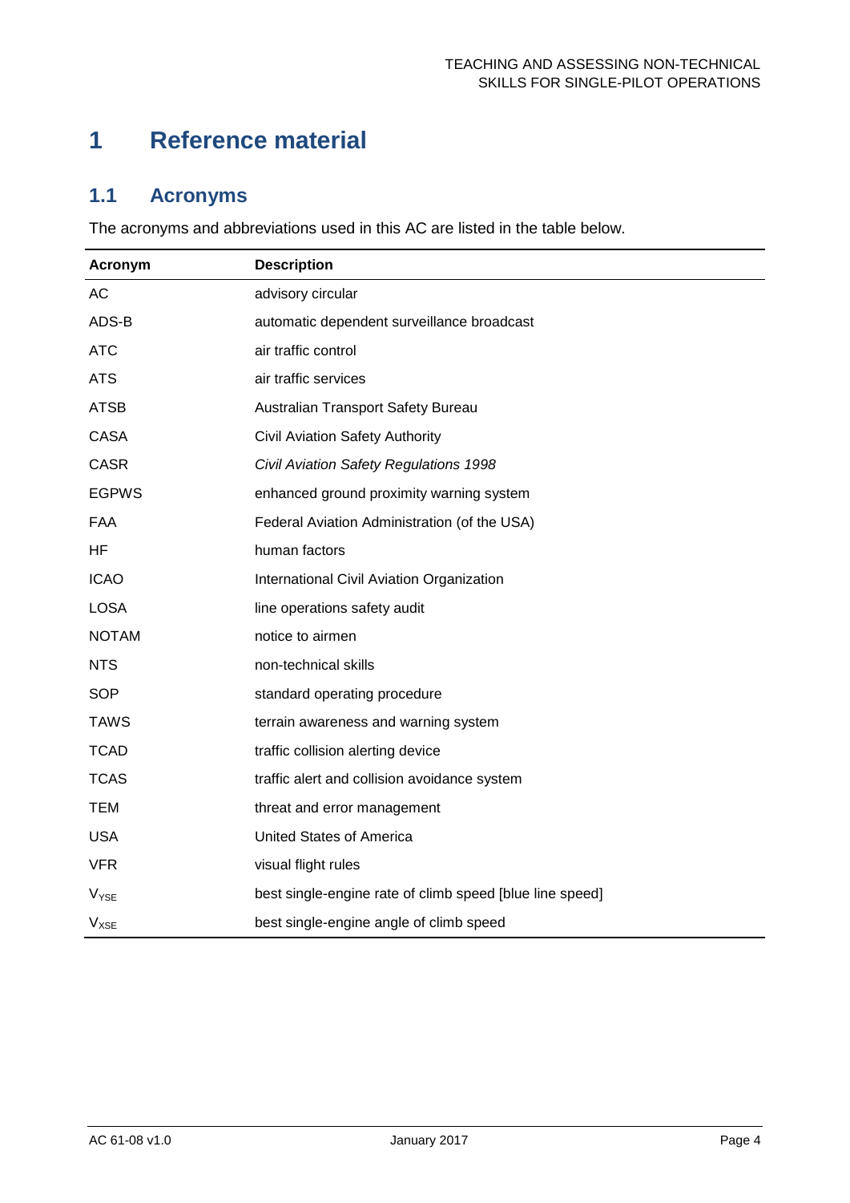# 1 Reference material

## 1.1 Acronyms

The acronyms and abbreviations used in this AC are listed in the table below.

| Acronym | Description |
|---|---|
| AC | advisory circular |
| ADS-B | automatic dependent surveillance broadcast |
| ATC | air traffic control |
| ATS | air traffic services |
| ATSB | Australian Transport Safety Bureau |
| CASA | Civil Aviation Safety Authority |
| CASR | *Civil Aviation Safety Regulations 1998* |
| EGPWS | enhanced ground proximity warning system |
| FAA | Federal Aviation Administration (of the USA) |
| HF | human factors |
| ICAO | International Civil Aviation Organization |
| LOSA | line operations safety audit |
| NOTAM | notice to airmen |
| NTS | non-technical skills |
| SOP | standard operating procedure |
| TAWS | terrain awareness and warning system |
| TCAD | traffic collision alerting device |
| TCAS | traffic alert and collision avoidance system |
| TEM | threat and error management |
| USA | United States of America |
| VFR | visual flight rules |
| $V_{YSE}$ | best single-engine rate of climb speed [blue line speed] |
| $V_{XSE}$ | best single-engine angle of climb speed |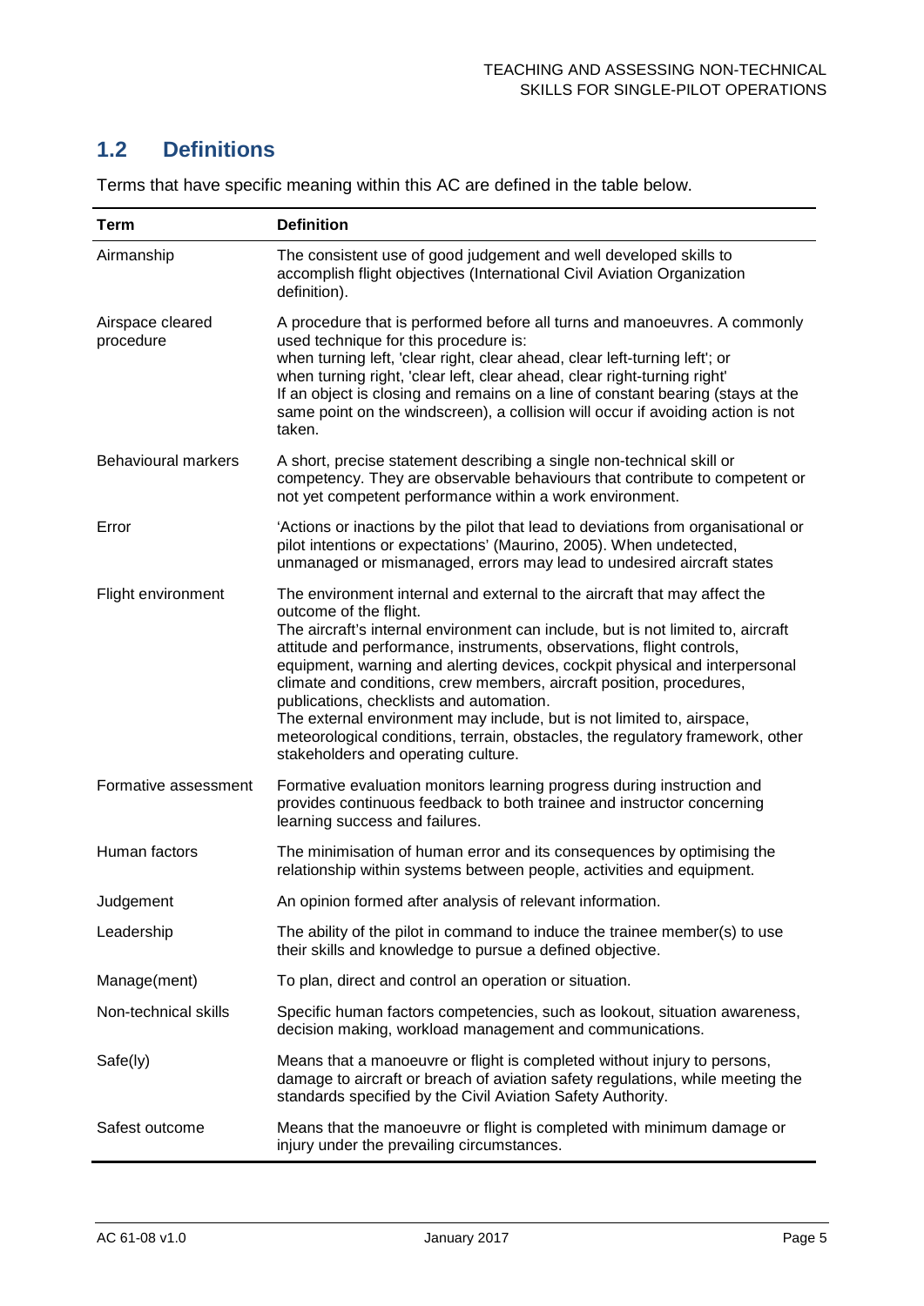## 1.2 Definitions

Terms that have specific meaning within this AC are defined in the table below.

| Term | Definition |
| --- | --- |
| Airmanship | The consistent use of good judgement and well developed skills to accomplish flight objectives (International Civil Aviation Organization definition). |
| Airspace cleared procedure | A procedure that is performed before all turns and manoeuvres. A commonly used technique for this procedure is:<br>when turning left, 'clear right, clear ahead, clear left-turning left'; or<br>when turning right, 'clear left, clear ahead, clear right-turning right'<br>If an object is closing and remains on a line of constant bearing (stays at the same point on the windscreen), a collision will occur if avoiding action is not taken. |
| Behavioural markers | A short, precise statement describing a single non-technical skill or competency. They are observable behaviours that contribute to competent or not yet competent performance within a work environment. |
| Error | 'Actions or inactions by the pilot that lead to deviations from organisational or pilot intentions or expectations' (Maurino, 2005). When undetected, unmanaged or mismanaged, errors may lead to undesired aircraft states |
| Flight environment | The environment internal and external to the aircraft that may affect the outcome of the flight.<br>The aircraft's internal environment can include, but is not limited to, aircraft attitude and performance, instruments, observations, flight controls, equipment, warning and alerting devices, cockpit physical and interpersonal climate and conditions, crew members, aircraft position, procedures, publications, checklists and automation.<br>The external environment may include, but is not limited to, airspace, meteorological conditions, terrain, obstacles, the regulatory framework, other stakeholders and operating culture. |
| Formative assessment | Formative evaluation monitors learning progress during instruction and provides continuous feedback to both trainee and instructor concerning learning success and failures. |
| Human factors | The minimisation of human error and its consequences by optimising the relationship within systems between people, activities and equipment. |
| Judgement | An opinion formed after analysis of relevant information. |
| Leadership | The ability of the pilot in command to induce the trainee member(s) to use their skills and knowledge to pursue a defined objective. |
| Manage(ment) | To plan, direct and control an operation or situation. |
| Non-technical skills | Specific human factors competencies, such as lookout, situation awareness, decision making, workload management and communications. |
| Safe(ly) | Means that a manoeuvre or flight is completed without injury to persons, damage to aircraft or breach of aviation safety regulations, while meeting the standards specified by the Civil Aviation Safety Authority. |
| Safest outcome | Means that the manoeuvre or flight is completed with minimum damage or injury under the prevailing circumstances. |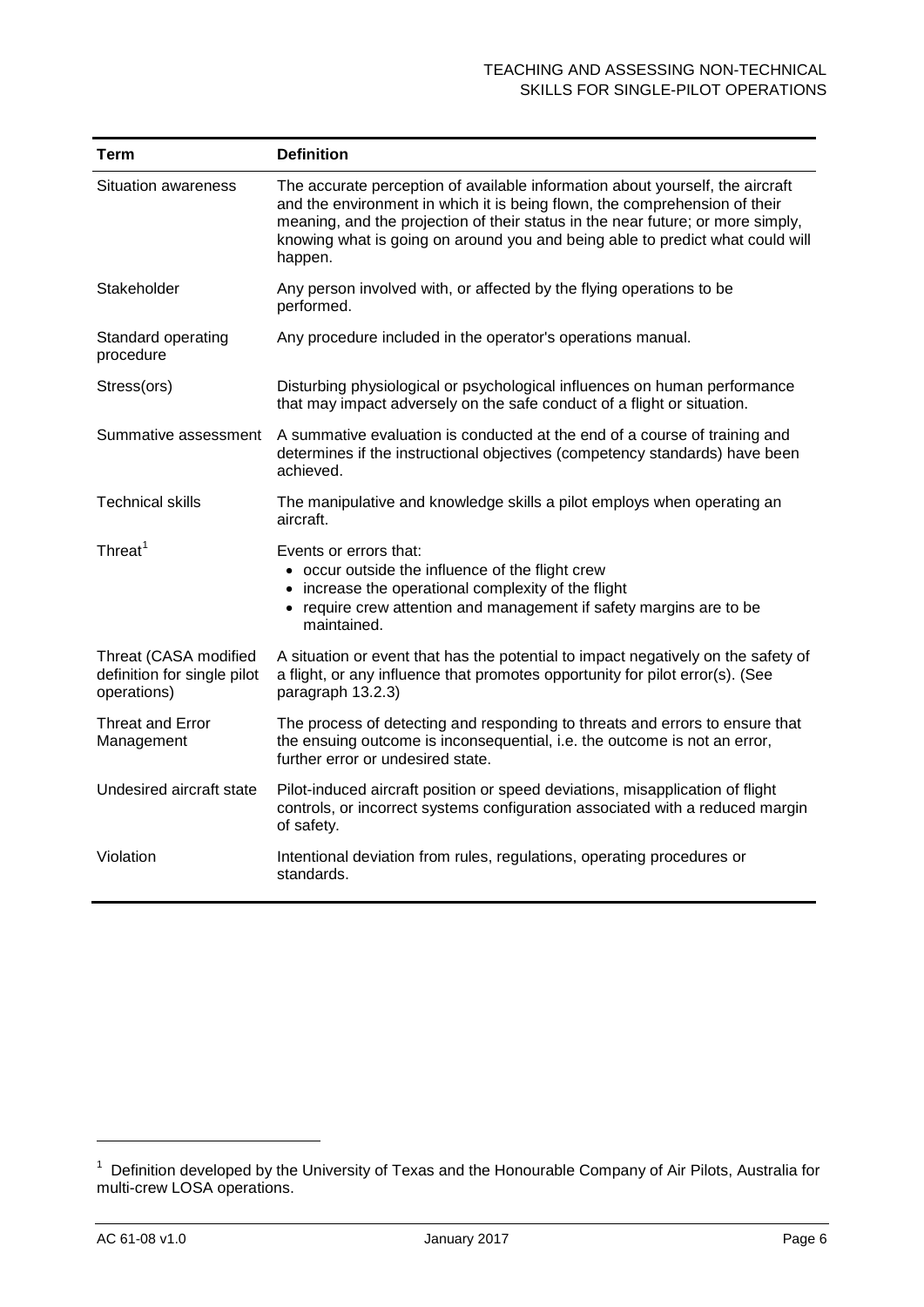| Term | Definition |
| --- | --- |
| Situation awareness | The accurate perception of available information about yourself, the aircraft and the environment in which it is being flown, the comprehension of their meaning, and the projection of their status in the near future; or more simply, knowing what is going on around you and being able to predict what could will happen. |
| Stakeholder | Any person involved with, or affected by the flying operations to be performed. |
| Standard operating procedure | Any procedure included in the operator's operations manual. |
| Stress(ors) | Disturbing physiological or psychological influences on human performance that may impact adversely on the safe conduct of a flight or situation. |
| Summative assessment | A summative evaluation is conducted at the end of a course of training and determines if the instructional objectives (competency standards) have been achieved. |
| Technical skills | The manipulative and knowledge skills a pilot employs when operating an aircraft. |
| Threat[1] | Events or errors that:<br>• occur outside the influence of the flight crew<br>• increase the operational complexity of the flight<br>• require crew attention and management if safety margins are to be maintained. |
| Threat (CASA modified definition for single pilot operations) | A situation or event that has the potential to impact negatively on the safety of a flight, or any influence that promotes opportunity for pilot error(s). (See paragraph 13.2.3) |
| Threat and Error Management | The process of detecting and responding to threats and errors to ensure that the ensuing outcome is inconsequential, i.e. the outcome is not an error, further error or undesired state. |
| Undesired aircraft state | Pilot-induced aircraft position or speed deviations, misapplication of flight controls, or incorrect systems configuration associated with a reduced margin of safety. |
| Violation | Intentional deviation from rules, regulations, operating procedures or standards. |

[1] Definition developed by the University of Texas and the Honourable Company of Air Pilots, Australia for multi-crew LOSA operations.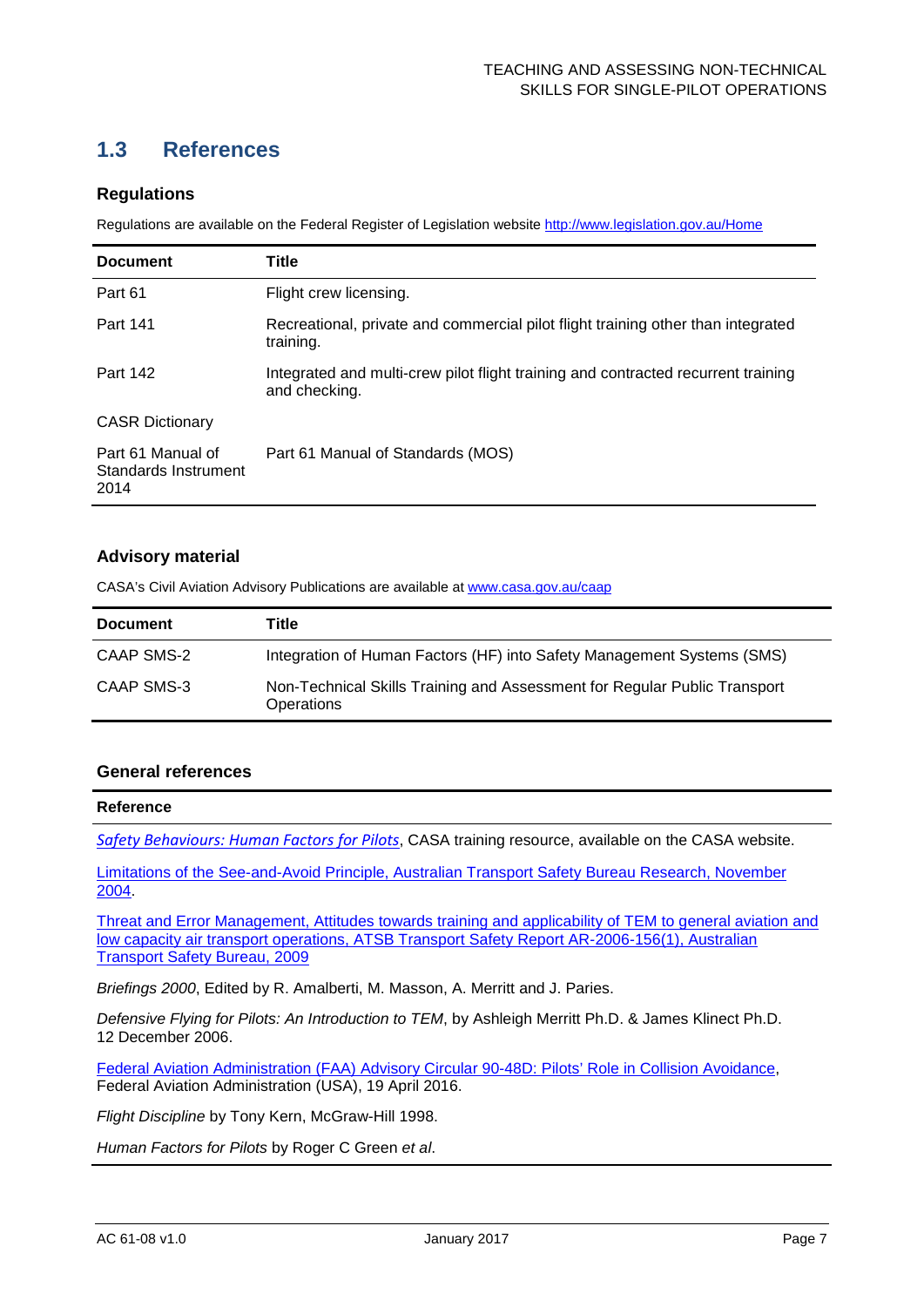## 1.3 References

### Regulations

Regulations are available on the Federal Register of Legislation website http://www.legislation.gov.au/Home

| Document | Title |
|---|---|
| Part 61 | Flight crew licensing. |
| Part 141 | Recreational, private and commercial pilot flight training other than integrated training. |
| Part 142 | Integrated and multi-crew pilot flight training and contracted recurrent training and checking. |
| CASR Dictionary | |
| Part 61 Manual of Standards Instrument 2014 | Part 61 Manual of Standards (MOS) |

### Advisory material

CASA's Civil Aviation Advisory Publications are available at www.casa.gov.au/caap

| Document | Title |
|---|---|
| CAAP SMS-2 | Integration of Human Factors (HF) into Safety Management Systems (SMS) |
| CAAP SMS-3 | Non-Technical Skills Training and Assessment for Regular Public Transport Operations |

### General references

| Reference |
|---|
| *Safety Behaviours: Human Factors for Pilots*, CASA training resource, available on the CASA website. |
| Limitations of the See-and-Avoid Principle, Australian Transport Safety Bureau Research, November 2004. |
| Threat and Error Management, Attitudes towards training and applicability of TEM to general aviation and low capacity air transport operations, ATSB Transport Safety Report AR-2006-156(1), Australian Transport Safety Bureau, 2009 |
| *Briefings 2000*, Edited by R. Amalberti, M. Masson, A. Merritt and J. Paries. |
| *Defensive Flying for Pilots: An Introduction to TEM*, by Ashleigh Merritt Ph.D. & James Klinect Ph.D. 12 December 2006. |
| Federal Aviation Administration (FAA) Advisory Circular 90-48D: Pilots' Role in Collision Avoidance, Federal Aviation Administration (USA), 19 April 2016. |
| *Flight Discipline* by Tony Kern, McGraw-Hill 1998. |
| *Human Factors for Pilots* by Roger C Green *et al*. |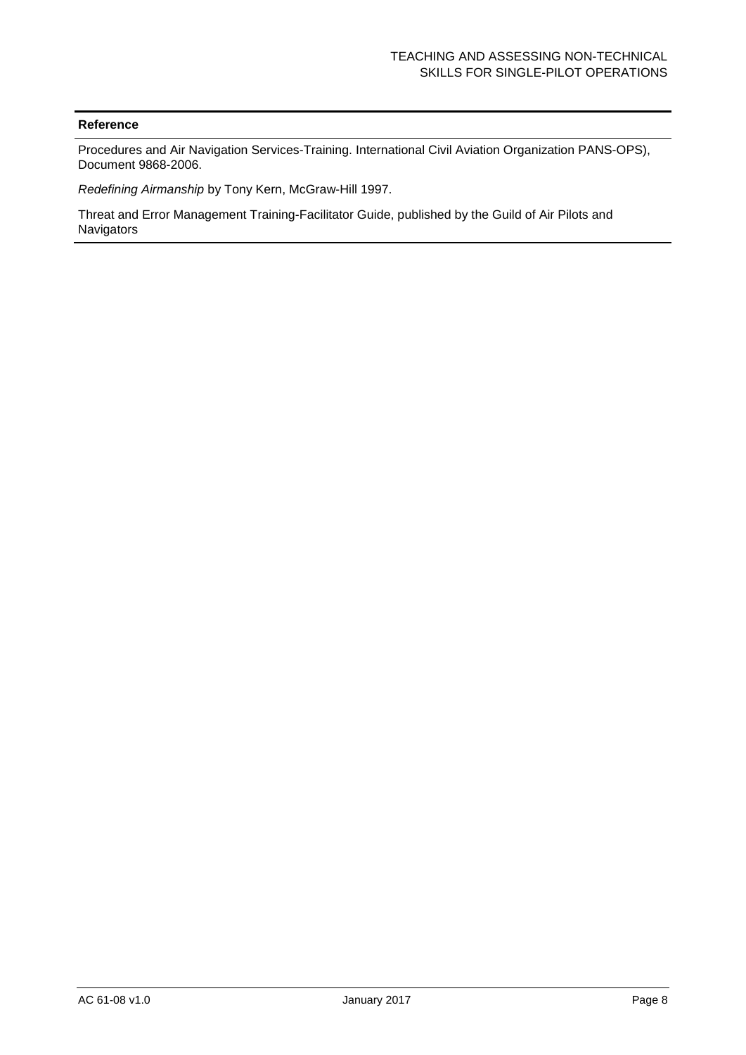| Reference |
| --- |
| Procedures and Air Navigation Services-Training. International Civil Aviation Organization PANS-OPS), Document 9868-2006. |
| *Redefining Airmanship* by Tony Kern, McGraw-Hill 1997. |
| Threat and Error Management Training-Facilitator Guide, published by the Guild of Air Pilots and Navigators |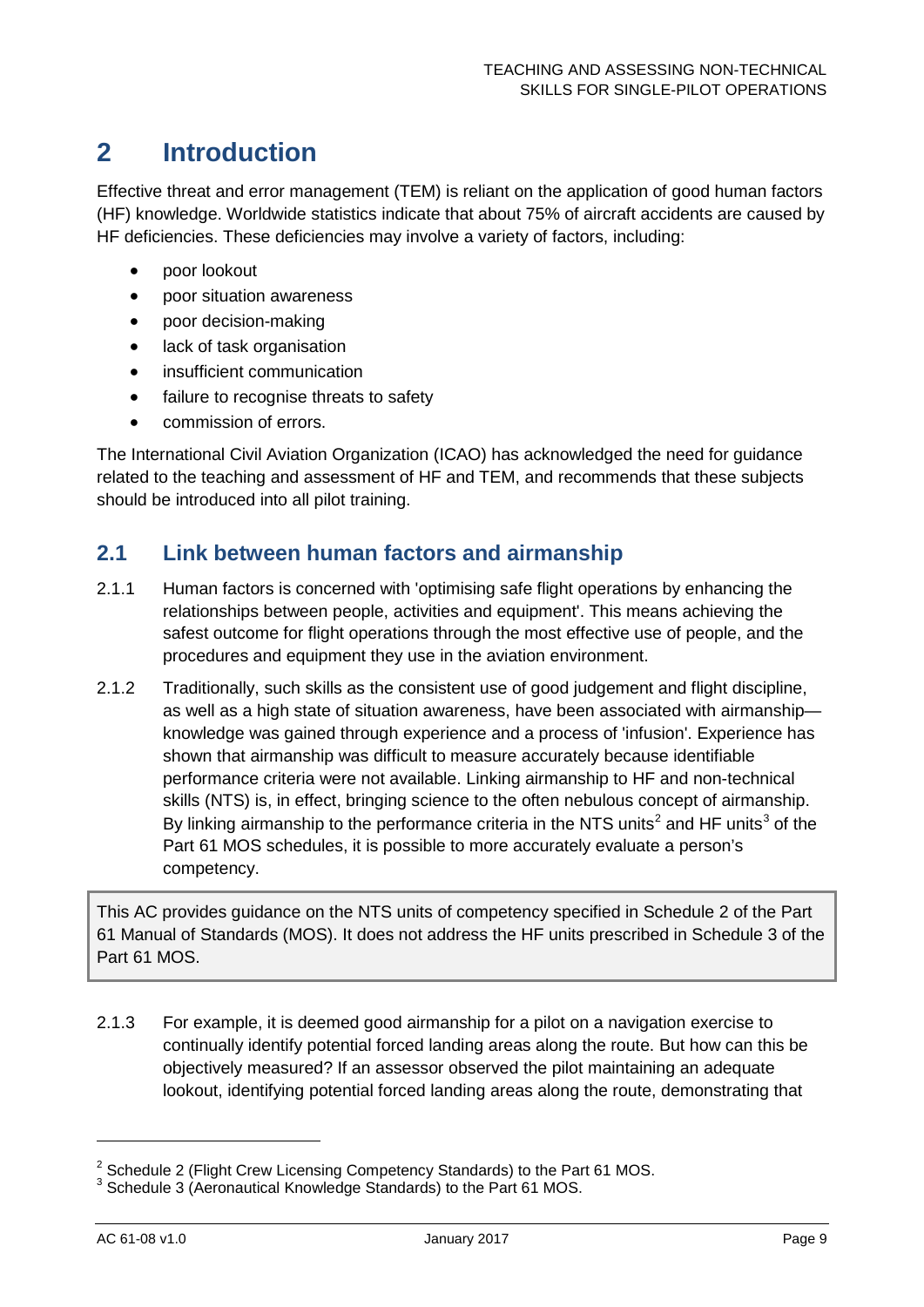# 2 Introduction

Effective threat and error management (TEM) is reliant on the application of good human factors (HF) knowledge. Worldwide statistics indicate that about 75% of aircraft accidents are caused by HF deficiencies. These deficiencies may involve a variety of factors, including:

- poor lookout
- poor situation awareness
- poor decision-making
- lack of task organisation
- insufficient communication
- failure to recognise threats to safety
- commission of errors.

The International Civil Aviation Organization (ICAO) has acknowledged the need for guidance related to the teaching and assessment of HF and TEM, and recommends that these subjects should be introduced into all pilot training.

## 2.1 Link between human factors and airmanship

2.1.1 Human factors is concerned with 'optimising safe flight operations by enhancing the relationships between people, activities and equipment'. This means achieving the safest outcome for flight operations through the most effective use of people, and the procedures and equipment they use in the aviation environment.

2.1.2 Traditionally, such skills as the consistent use of good judgement and flight discipline, as well as a high state of situation awareness, have been associated with airmanship—knowledge was gained through experience and a process of 'infusion'. Experience has shown that airmanship was difficult to measure accurately because identifiable performance criteria were not available. Linking airmanship to HF and non-technical skills (NTS) is, in effect, bringing science to the often nebulous concept of airmanship. By linking airmanship to the performance criteria in the NTS units[2] and HF units[3] of the Part 61 MOS schedules, it is possible to more accurately evaluate a person's competency.

> This AC provides guidance on the NTS units of competency specified in Schedule 2 of the Part 61 Manual of Standards (MOS). It does not address the HF units prescribed in Schedule 3 of the Part 61 MOS.

2.1.3 For example, it is deemed good airmanship for a pilot on a navigation exercise to continually identify potential forced landing areas along the route. But how can this be objectively measured? If an assessor observed the pilot maintaining an adequate lookout, identifying potential forced landing areas along the route, demonstrating that

---

[2] Schedule 2 (Flight Crew Licensing Competency Standards) to the Part 61 MOS.

[3] Schedule 3 (Aeronautical Knowledge Standards) to the Part 61 MOS.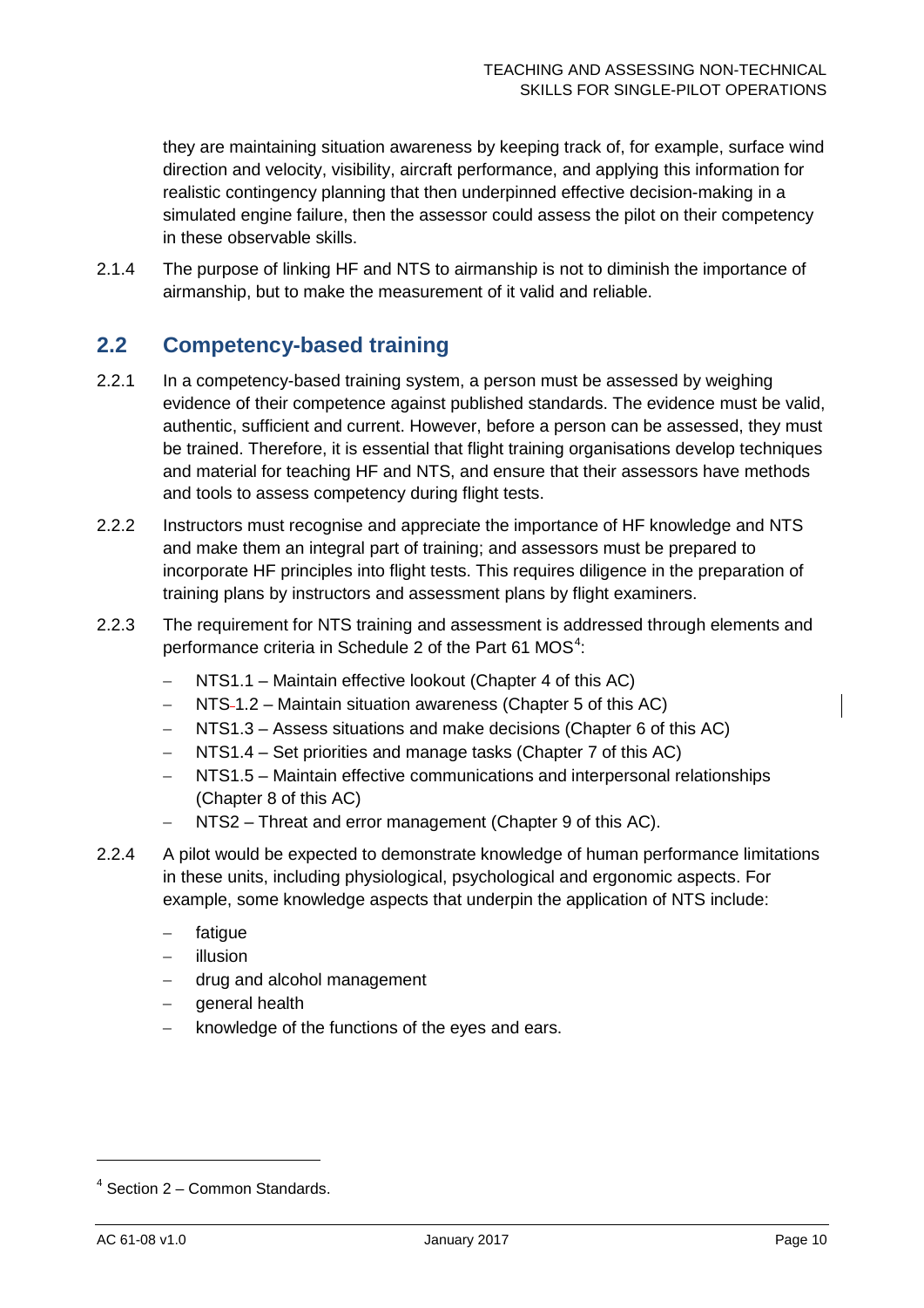they are maintaining situation awareness by keeping track of, for example, surface wind direction and velocity, visibility, aircraft performance, and applying this information for realistic contingency planning that then underpinned effective decision-making in a simulated engine failure, then the assessor could assess the pilot on their competency in these observable skills.

2.1.4 The purpose of linking HF and NTS to airmanship is not to diminish the importance of airmanship, but to make the measurement of it valid and reliable.

## 2.2 Competency-based training

2.2.1 In a competency-based training system, a person must be assessed by weighing evidence of their competence against published standards. The evidence must be valid, authentic, sufficient and current. However, before a person can be assessed, they must be trained. Therefore, it is essential that flight training organisations develop techniques and material for teaching HF and NTS, and ensure that their assessors have methods and tools to assess competency during flight tests.

2.2.2 Instructors must recognise and appreciate the importance of HF knowledge and NTS and make them an integral part of training; and assessors must be prepared to incorporate HF principles into flight tests. This requires diligence in the preparation of training plans by instructors and assessment plans by flight examiners.

2.2.3 The requirement for NTS training and assessment is addressed through elements and performance criteria in Schedule 2 of the Part 61 MOS[4]:

- NTS1.1 – Maintain effective lookout (Chapter 4 of this AC)
- NTS 1.2 – Maintain situation awareness (Chapter 5 of this AC)
- NTS1.3 – Assess situations and make decisions (Chapter 6 of this AC)
- NTS1.4 – Set priorities and manage tasks (Chapter 7 of this AC)
- NTS1.5 – Maintain effective communications and interpersonal relationships (Chapter 8 of this AC)
- NTS2 – Threat and error management (Chapter 9 of this AC).

2.2.4 A pilot would be expected to demonstrate knowledge of human performance limitations in these units, including physiological, psychological and ergonomic aspects. For example, some knowledge aspects that underpin the application of NTS include:

- fatigue
- illusion
- drug and alcohol management
- general health
- knowledge of the functions of the eyes and ears.

[4] Section 2 – Common Standards.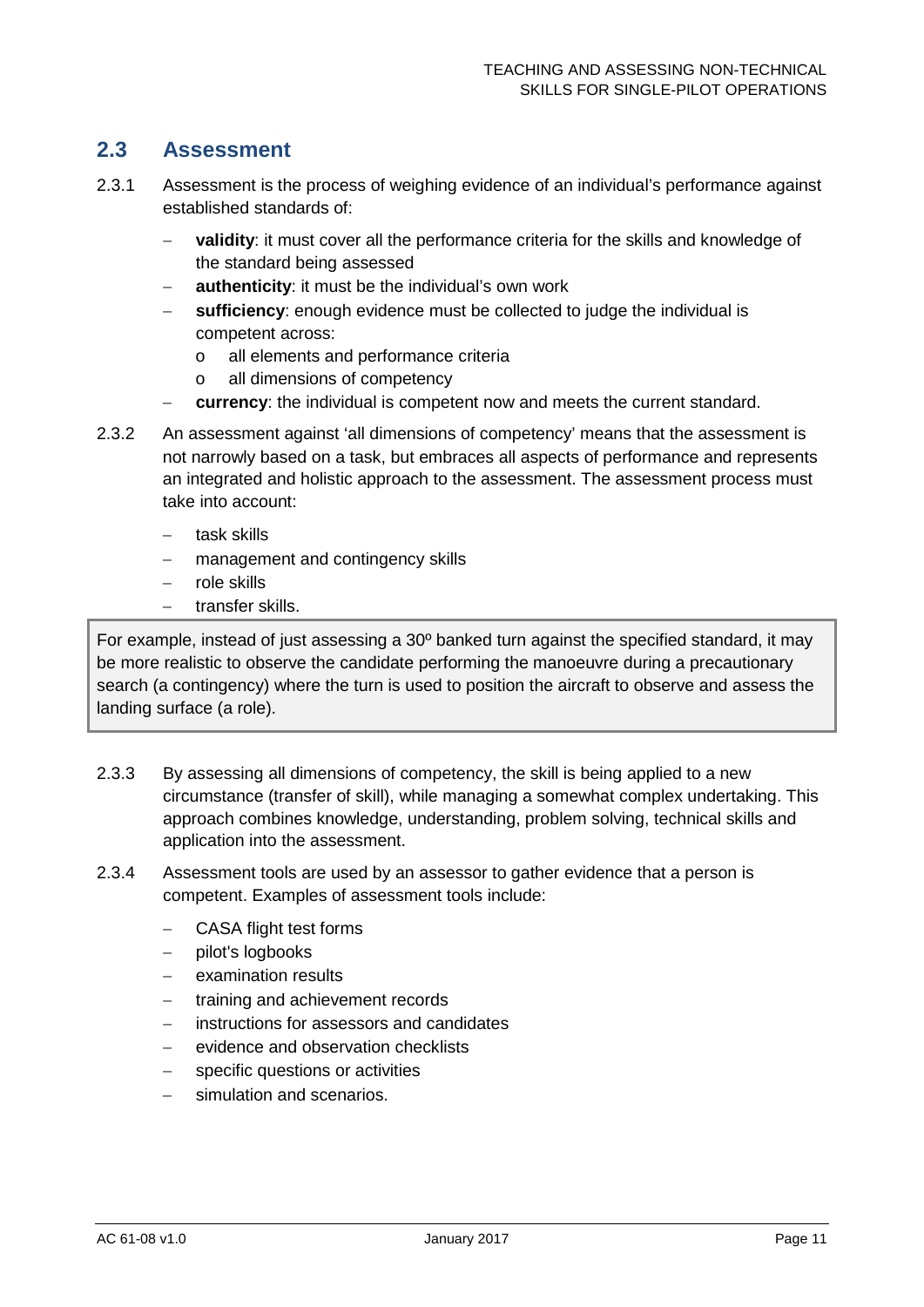## 2.3 Assessment

2.3.1 Assessment is the process of weighing evidence of an individual's performance against established standards of:

- **validity**: it must cover all the performance criteria for the skills and knowledge of the standard being assessed
- **authenticity**: it must be the individual's own work
- **sufficiency**: enough evidence must be collected to judge the individual is competent across:
  - all elements and performance criteria
  - all dimensions of competency
- **currency**: the individual is competent now and meets the current standard.

2.3.2 An assessment against 'all dimensions of competency' means that the assessment is not narrowly based on a task, but embraces all aspects of performance and represents an integrated and holistic approach to the assessment. The assessment process must take into account:

- task skills
- management and contingency skills
- role skills
- transfer skills.

> For example, instead of just assessing a 30º banked turn against the specified standard, it may be more realistic to observe the candidate performing the manoeuvre during a precautionary search (a contingency) where the turn is used to position the aircraft to observe and assess the landing surface (a role).

2.3.3 By assessing all dimensions of competency, the skill is being applied to a new circumstance (transfer of skill), while managing a somewhat complex undertaking. This approach combines knowledge, understanding, problem solving, technical skills and application into the assessment.

2.3.4 Assessment tools are used by an assessor to gather evidence that a person is competent. Examples of assessment tools include:

- CASA flight test forms
- pilot's logbooks
- examination results
- training and achievement records
- instructions for assessors and candidates
- evidence and observation checklists
- specific questions or activities
- simulation and scenarios.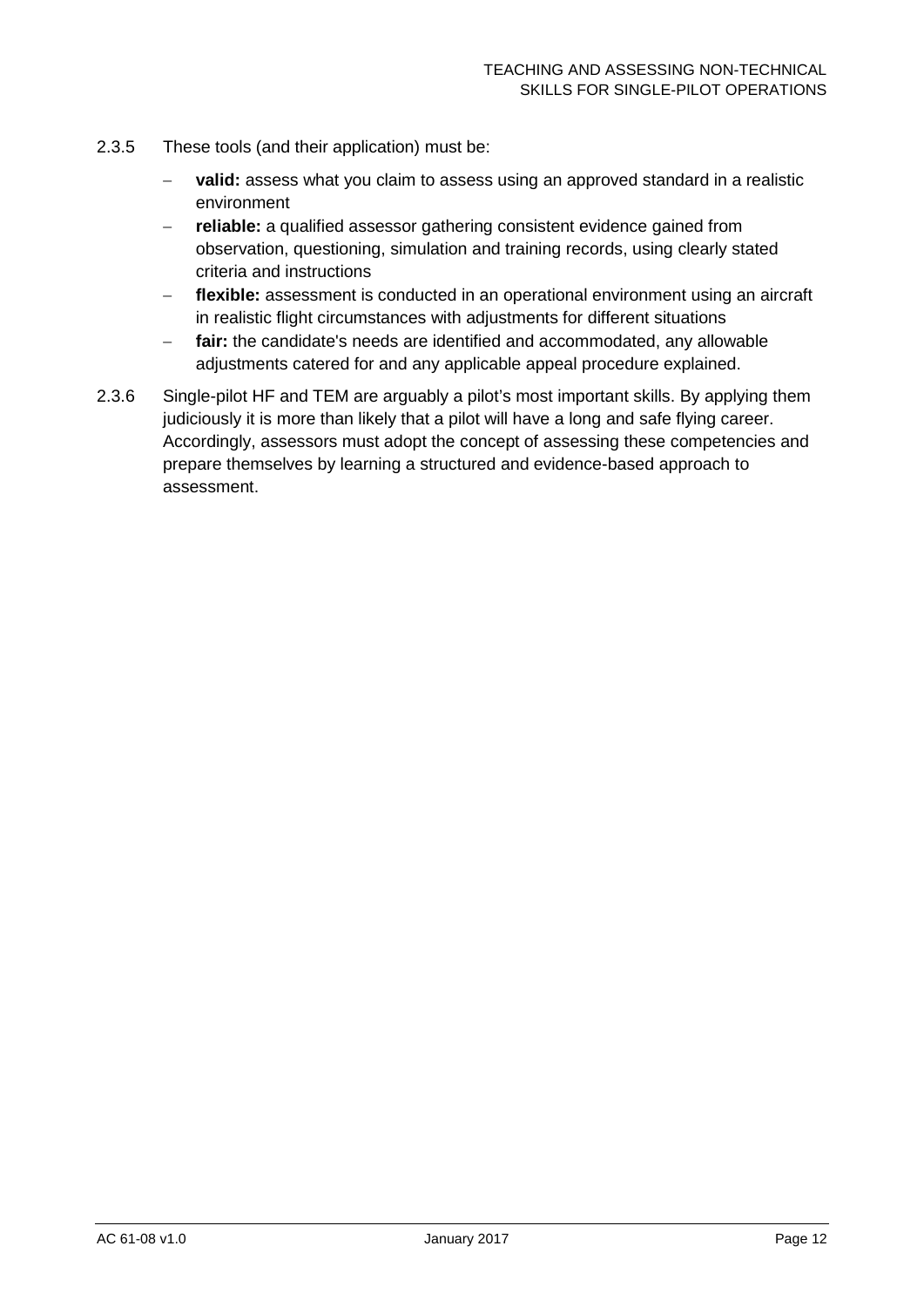2.3.5 These tools (and their application) must be:

- **valid:** assess what you claim to assess using an approved standard in a realistic environment
- **reliable:** a qualified assessor gathering consistent evidence gained from observation, questioning, simulation and training records, using clearly stated criteria and instructions
- **flexible:** assessment is conducted in an operational environment using an aircraft in realistic flight circumstances with adjustments for different situations
- **fair:** the candidate's needs are identified and accommodated, any allowable adjustments catered for and any applicable appeal procedure explained.

2.3.6 Single-pilot HF and TEM are arguably a pilot's most important skills. By applying them judiciously it is more than likely that a pilot will have a long and safe flying career. Accordingly, assessors must adopt the concept of assessing these competencies and prepare themselves by learning a structured and evidence-based approach to assessment.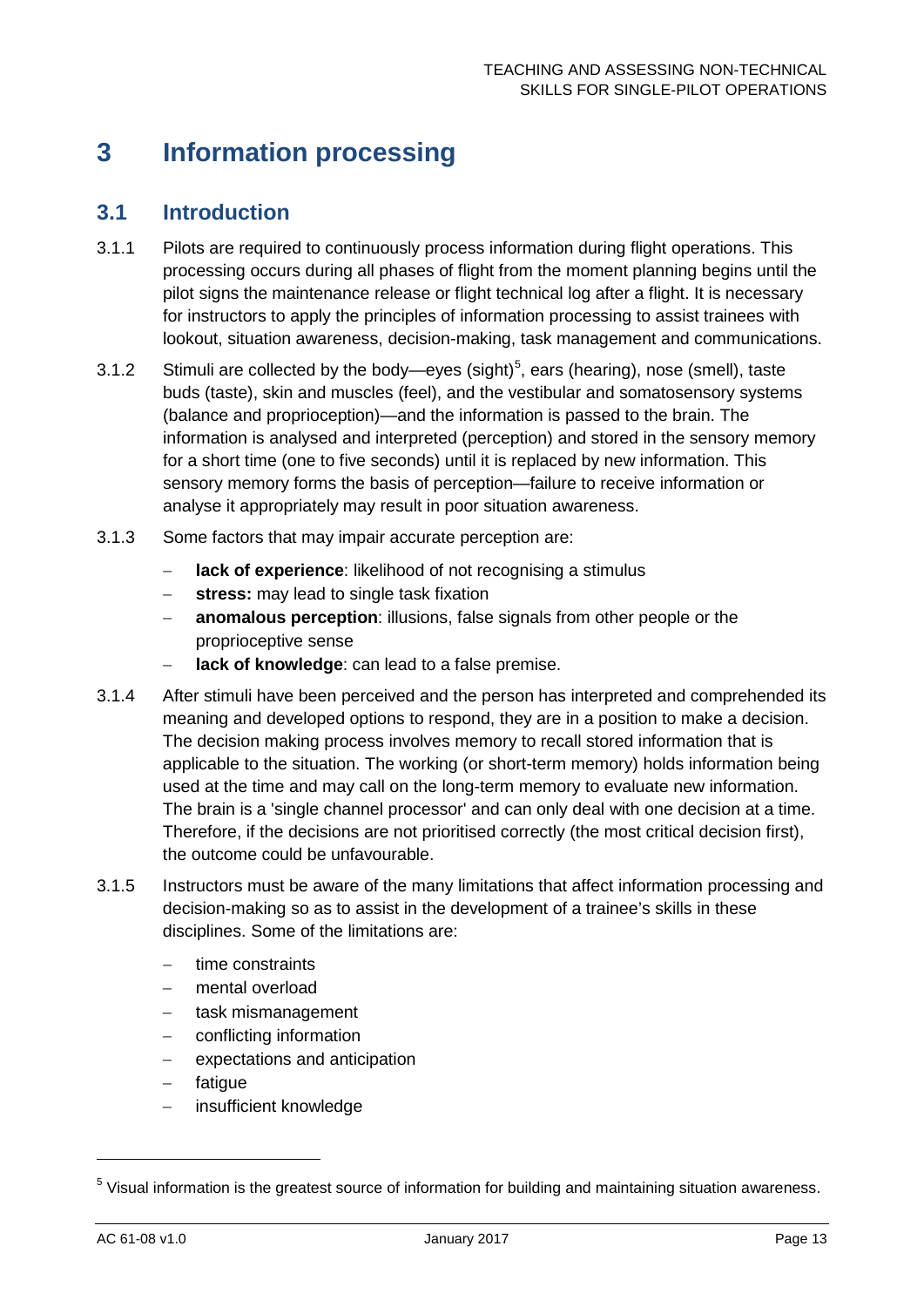# 3 Information processing

## 3.1 Introduction

3.1.1 Pilots are required to continuously process information during flight operations. This processing occurs during all phases of flight from the moment planning begins until the pilot signs the maintenance release or flight technical log after a flight. It is necessary for instructors to apply the principles of information processing to assist trainees with lookout, situation awareness, decision-making, task management and communications.

3.1.2 Stimuli are collected by the body—eyes (sight)[5], ears (hearing), nose (smell), taste buds (taste), skin and muscles (feel), and the vestibular and somatosensory systems (balance and proprioception)—and the information is passed to the brain. The information is analysed and interpreted (perception) and stored in the sensory memory for a short time (one to five seconds) until it is replaced by new information. This sensory memory forms the basis of perception—failure to receive information or analyse it appropriately may result in poor situation awareness.

3.1.3 Some factors that may impair accurate perception are:

- **lack of experience**: likelihood of not recognising a stimulus
- **stress:** may lead to single task fixation
- **anomalous perception**: illusions, false signals from other people or the proprioceptive sense
- **lack of knowledge**: can lead to a false premise.

3.1.4 After stimuli have been perceived and the person has interpreted and comprehended its meaning and developed options to respond, they are in a position to make a decision. The decision making process involves memory to recall stored information that is applicable to the situation. The working (or short-term memory) holds information being used at the time and may call on the long-term memory to evaluate new information. The brain is a 'single channel processor' and can only deal with one decision at a time. Therefore, if the decisions are not prioritised correctly (the most critical decision first), the outcome could be unfavourable.

3.1.5 Instructors must be aware of the many limitations that affect information processing and decision-making so as to assist in the development of a trainee's skills in these disciplines. Some of the limitations are:

- time constraints
- mental overload
- task mismanagement
- conflicting information
- expectations and anticipation
- fatigue
- insufficient knowledge

[5] Visual information is the greatest source of information for building and maintaining situation awareness.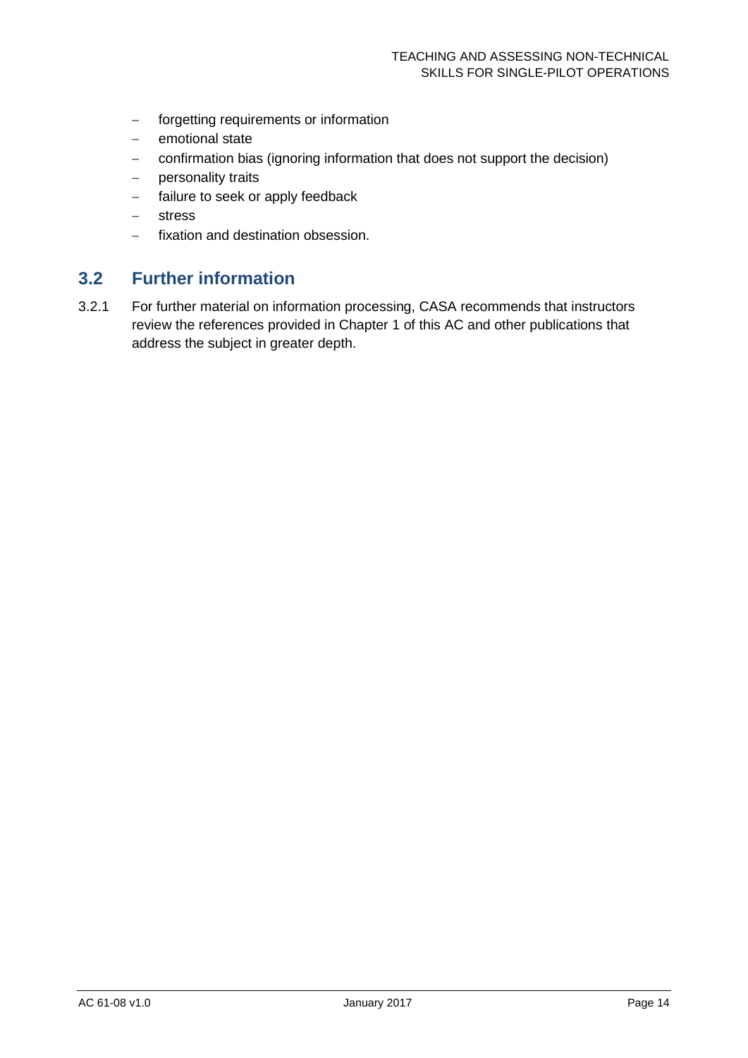- forgetting requirements or information
- emotional state
- confirmation bias (ignoring information that does not support the decision)
- personality traits
- failure to seek or apply feedback
- stress
- fixation and destination obsession.

## 3.2 Further information

3.2.1 For further material on information processing, CASA recommends that instructors review the references provided in Chapter 1 of this AC and other publications that address the subject in greater depth.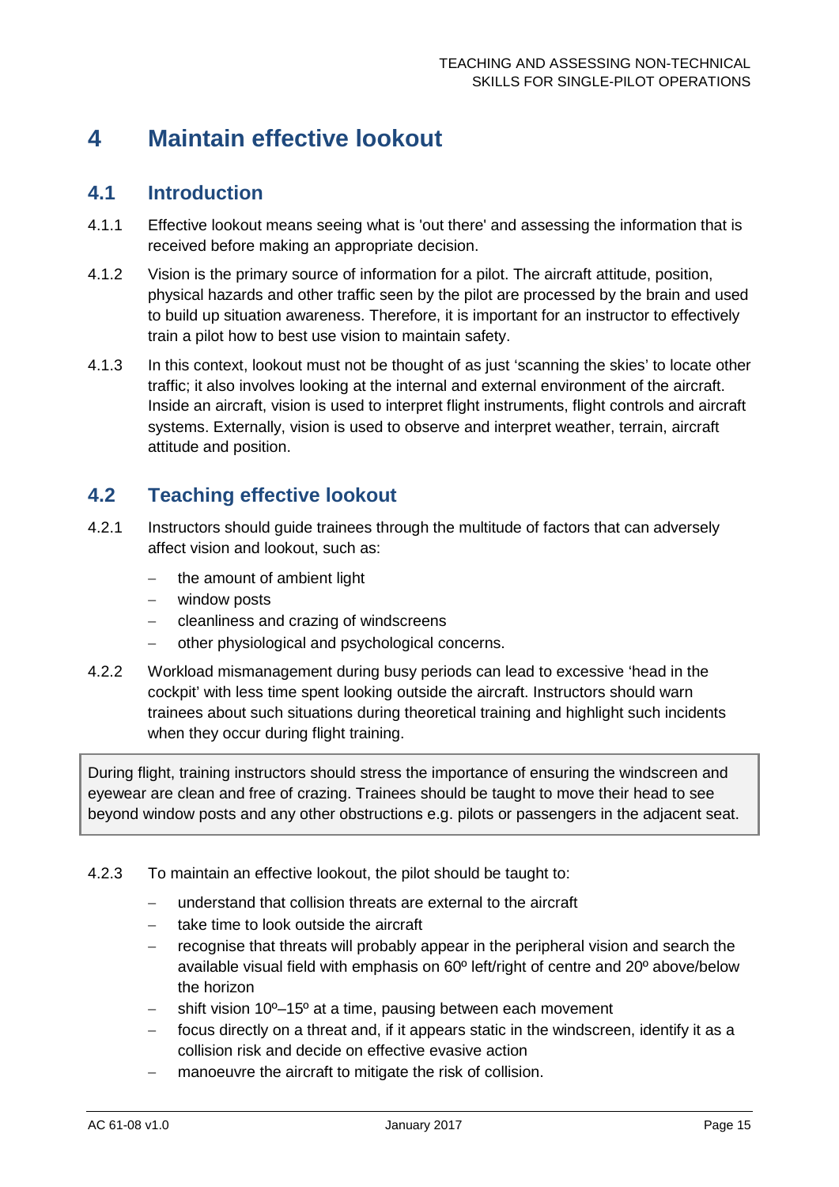# 4 Maintain effective lookout

## 4.1 Introduction

4.1.1 Effective lookout means seeing what is 'out there' and assessing the information that is received before making an appropriate decision.

4.1.2 Vision is the primary source of information for a pilot. The aircraft attitude, position, physical hazards and other traffic seen by the pilot are processed by the brain and used to build up situation awareness. Therefore, it is important for an instructor to effectively train a pilot how to best use vision to maintain safety.

4.1.3 In this context, lookout must not be thought of as just 'scanning the skies' to locate other traffic; it also involves looking at the internal and external environment of the aircraft. Inside an aircraft, vision is used to interpret flight instruments, flight controls and aircraft systems. Externally, vision is used to observe and interpret weather, terrain, aircraft attitude and position.

## 4.2 Teaching effective lookout

4.2.1 Instructors should guide trainees through the multitude of factors that can adversely affect vision and lookout, such as:

- the amount of ambient light
- window posts
- cleanliness and crazing of windscreens
- other physiological and psychological concerns.

4.2.2 Workload mismanagement during busy periods can lead to excessive 'head in the cockpit' with less time spent looking outside the aircraft. Instructors should warn trainees about such situations during theoretical training and highlight such incidents when they occur during flight training.

> During flight, training instructors should stress the importance of ensuring the windscreen and eyewear are clean and free of crazing. Trainees should be taught to move their head to see beyond window posts and any other obstructions e.g. pilots or passengers in the adjacent seat.

4.2.3 To maintain an effective lookout, the pilot should be taught to:

- understand that collision threats are external to the aircraft
- take time to look outside the aircraft
- recognise that threats will probably appear in the peripheral vision and search the available visual field with emphasis on 60º left/right of centre and 20º above/below the horizon
- shift vision 10º–15º at a time, pausing between each movement
- focus directly on a threat and, if it appears static in the windscreen, identify it as a collision risk and decide on effective evasive action
- manoeuvre the aircraft to mitigate the risk of collision.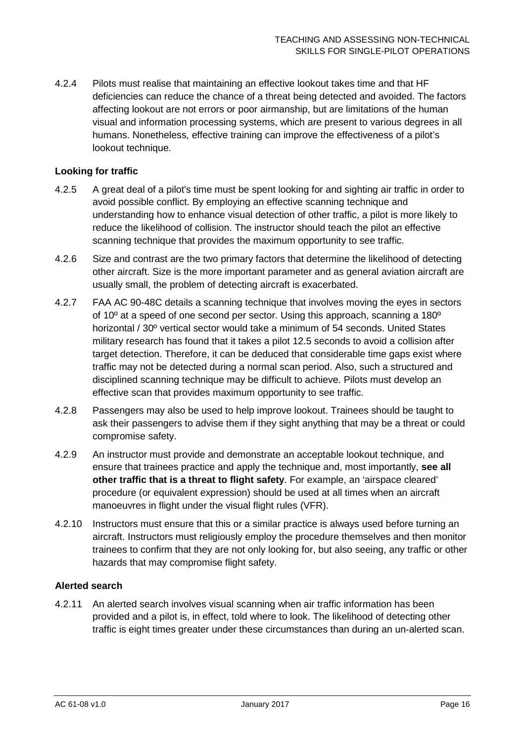4.2.4 Pilots must realise that maintaining an effective lookout takes time and that HF deficiencies can reduce the chance of a threat being detected and avoided. The factors affecting lookout are not errors or poor airmanship, but are limitations of the human visual and information processing systems, which are present to various degrees in all humans. Nonetheless, effective training can improve the effectiveness of a pilot's lookout technique.

### Looking for traffic

4.2.5 A great deal of a pilot's time must be spent looking for and sighting air traffic in order to avoid possible conflict. By employing an effective scanning technique and understanding how to enhance visual detection of other traffic, a pilot is more likely to reduce the likelihood of collision. The instructor should teach the pilot an effective scanning technique that provides the maximum opportunity to see traffic.

4.2.6 Size and contrast are the two primary factors that determine the likelihood of detecting other aircraft. Size is the more important parameter and as general aviation aircraft are usually small, the problem of detecting aircraft is exacerbated.

4.2.7 FAA AC 90-48C details a scanning technique that involves moving the eyes in sectors of 10º at a speed of one second per sector. Using this approach, scanning a 180º horizontal / 30º vertical sector would take a minimum of 54 seconds. United States military research has found that it takes a pilot 12.5 seconds to avoid a collision after target detection. Therefore, it can be deduced that considerable time gaps exist where traffic may not be detected during a normal scan period. Also, such a structured and disciplined scanning technique may be difficult to achieve. Pilots must develop an effective scan that provides maximum opportunity to see traffic.

4.2.8 Passengers may also be used to help improve lookout. Trainees should be taught to ask their passengers to advise them if they sight anything that may be a threat or could compromise safety.

4.2.9 An instructor must provide and demonstrate an acceptable lookout technique, and ensure that trainees practice and apply the technique and, most importantly, **see all other traffic that is a threat to flight safety**. For example, an 'airspace cleared' procedure (or equivalent expression) should be used at all times when an aircraft manoeuvres in flight under the visual flight rules (VFR).

4.2.10 Instructors must ensure that this or a similar practice is always used before turning an aircraft. Instructors must religiously employ the procedure themselves and then monitor trainees to confirm that they are not only looking for, but also seeing, any traffic or other hazards that may compromise flight safety.

### Alerted search

4.2.11 An alerted search involves visual scanning when air traffic information has been provided and a pilot is, in effect, told where to look. The likelihood of detecting other traffic is eight times greater under these circumstances than during an un-alerted scan.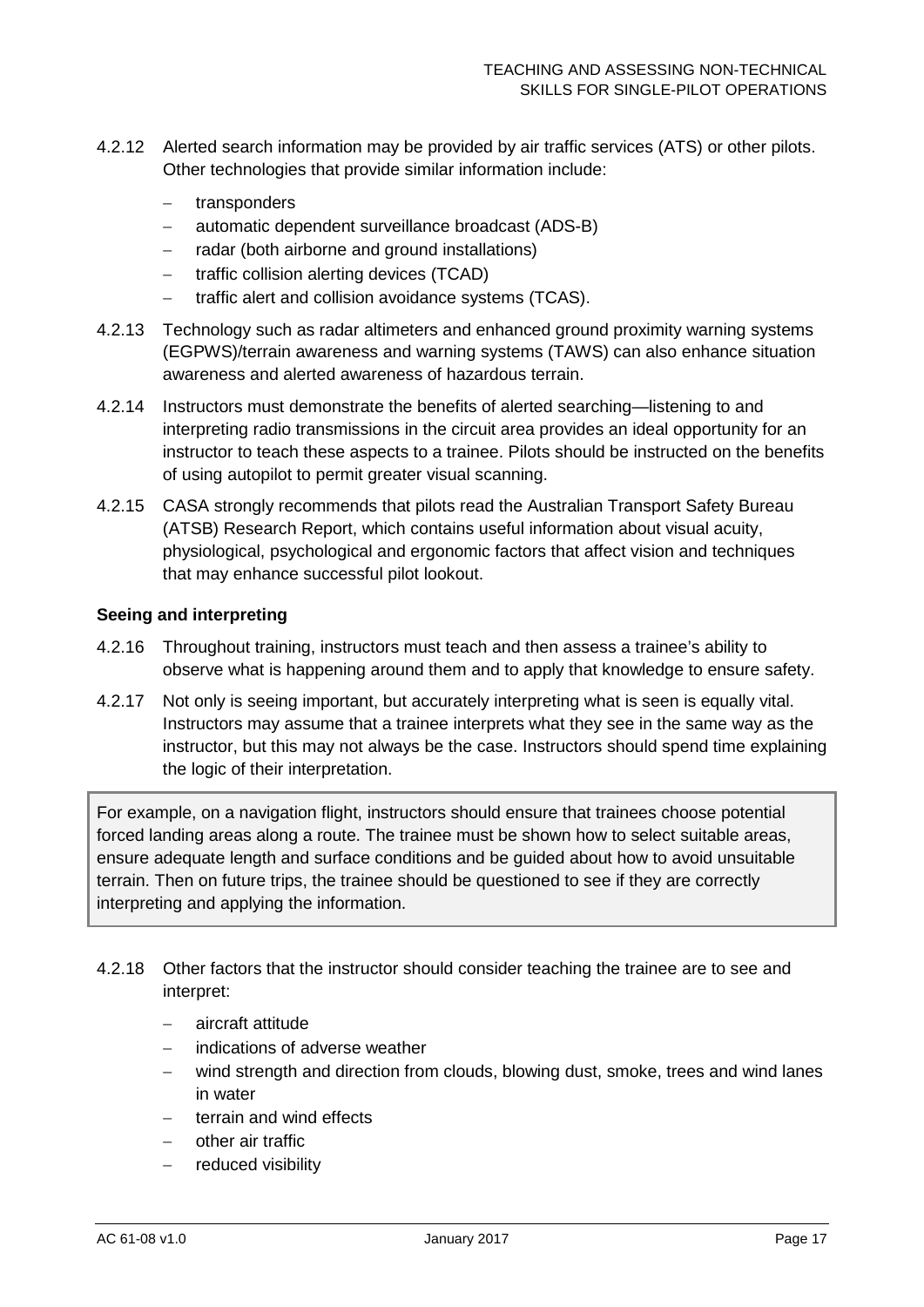4.2.12 Alerted search information may be provided by air traffic services (ATS) or other pilots. Other technologies that provide similar information include:

- transponders
- automatic dependent surveillance broadcast (ADS-B)
- radar (both airborne and ground installations)
- traffic collision alerting devices (TCAD)
- traffic alert and collision avoidance systems (TCAS).

4.2.13 Technology such as radar altimeters and enhanced ground proximity warning systems (EGPWS)/terrain awareness and warning systems (TAWS) can also enhance situation awareness and alerted awareness of hazardous terrain.

4.2.14 Instructors must demonstrate the benefits of alerted searching—listening to and interpreting radio transmissions in the circuit area provides an ideal opportunity for an instructor to teach these aspects to a trainee. Pilots should be instructed on the benefits of using autopilot to permit greater visual scanning.

4.2.15 CASA strongly recommends that pilots read the Australian Transport Safety Bureau (ATSB) Research Report, which contains useful information about visual acuity, physiological, psychological and ergonomic factors that affect vision and techniques that may enhance successful pilot lookout.

**Seeing and interpreting**

4.2.16 Throughout training, instructors must teach and then assess a trainee's ability to observe what is happening around them and to apply that knowledge to ensure safety.

4.2.17 Not only is seeing important, but accurately interpreting what is seen is equally vital. Instructors may assume that a trainee interprets what they see in the same way as the instructor, but this may not always be the case. Instructors should spend time explaining the logic of their interpretation.

> For example, on a navigation flight, instructors should ensure that trainees choose potential forced landing areas along a route. The trainee must be shown how to select suitable areas, ensure adequate length and surface conditions and be guided about how to avoid unsuitable terrain. Then on future trips, the trainee should be questioned to see if they are correctly interpreting and applying the information.

4.2.18 Other factors that the instructor should consider teaching the trainee are to see and interpret:

- aircraft attitude
- indications of adverse weather
- wind strength and direction from clouds, blowing dust, smoke, trees and wind lanes in water
- terrain and wind effects
- other air traffic
- reduced visibility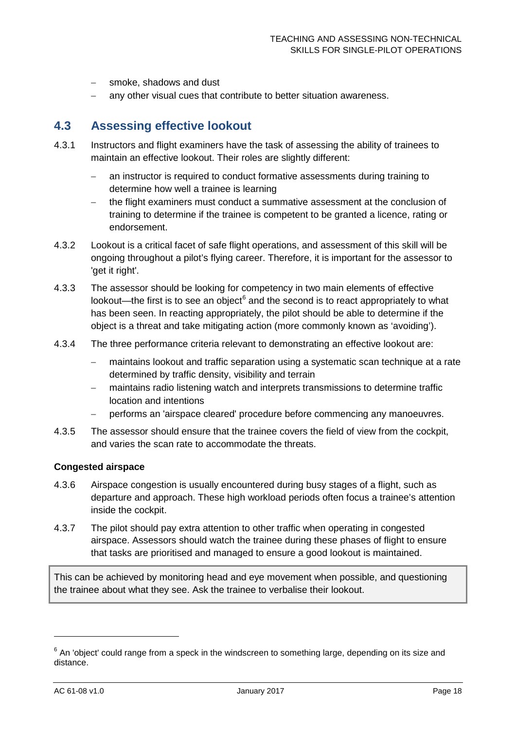- smoke, shadows and dust
- any other visual cues that contribute to better situation awareness.

## 4.3 Assessing effective lookout

4.3.1 Instructors and flight examiners have the task of assessing the ability of trainees to maintain an effective lookout. Their roles are slightly different:

- an instructor is required to conduct formative assessments during training to determine how well a trainee is learning
- the flight examiners must conduct a summative assessment at the conclusion of training to determine if the trainee is competent to be granted a licence, rating or endorsement.

4.3.2 Lookout is a critical facet of safe flight operations, and assessment of this skill will be ongoing throughout a pilot's flying career. Therefore, it is important for the assessor to 'get it right'.

4.3.3 The assessor should be looking for competency in two main elements of effective lookout—the first is to see an object[6] and the second is to react appropriately to what has been seen. In reacting appropriately, the pilot should be able to determine if the object is a threat and take mitigating action (more commonly known as 'avoiding').

4.3.4 The three performance criteria relevant to demonstrating an effective lookout are:

- maintains lookout and traffic separation using a systematic scan technique at a rate determined by traffic density, visibility and terrain
- maintains radio listening watch and interprets transmissions to determine traffic location and intentions
- performs an 'airspace cleared' procedure before commencing any manoeuvres.

4.3.5 The assessor should ensure that the trainee covers the field of view from the cockpit, and varies the scan rate to accommodate the threats.

**Congested airspace**

4.3.6 Airspace congestion is usually encountered during busy stages of a flight, such as departure and approach. These high workload periods often focus a trainee's attention inside the cockpit.

4.3.7 The pilot should pay extra attention to other traffic when operating in congested airspace. Assessors should watch the trainee during these phases of flight to ensure that tasks are prioritised and managed to ensure a good lookout is maintained.

> This can be achieved by monitoring head and eye movement when possible, and questioning the trainee about what they see. Ask the trainee to verbalise their lookout.

[6] An 'object' could range from a speck in the windscreen to something large, depending on its size and distance.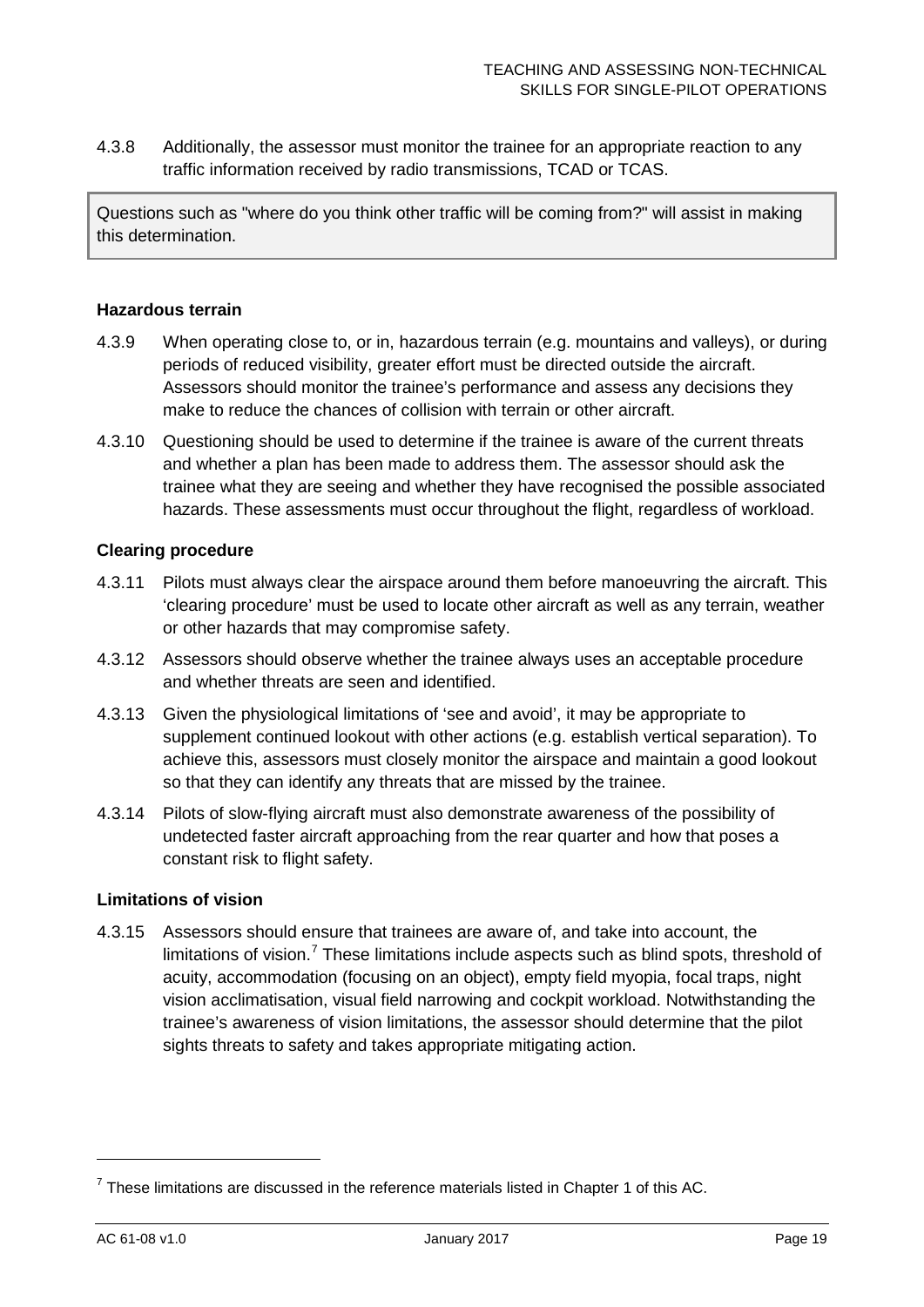4.3.8 Additionally, the assessor must monitor the trainee for an appropriate reaction to any traffic information received by radio transmissions, TCAD or TCAS.

> Questions such as "where do you think other traffic will be coming from?" will assist in making this determination.

### Hazardous terrain

4.3.9 When operating close to, or in, hazardous terrain (e.g. mountains and valleys), or during periods of reduced visibility, greater effort must be directed outside the aircraft. Assessors should monitor the trainee's performance and assess any decisions they make to reduce the chances of collision with terrain or other aircraft.

4.3.10 Questioning should be used to determine if the trainee is aware of the current threats and whether a plan has been made to address them. The assessor should ask the trainee what they are seeing and whether they have recognised the possible associated hazards. These assessments must occur throughout the flight, regardless of workload.

### Clearing procedure

4.3.11 Pilots must always clear the airspace around them before manoeuvring the aircraft. This 'clearing procedure' must be used to locate other aircraft as well as any terrain, weather or other hazards that may compromise safety.

4.3.12 Assessors should observe whether the trainee always uses an acceptable procedure and whether threats are seen and identified.

4.3.13 Given the physiological limitations of 'see and avoid', it may be appropriate to supplement continued lookout with other actions (e.g. establish vertical separation). To achieve this, assessors must closely monitor the airspace and maintain a good lookout so that they can identify any threats that are missed by the trainee.

4.3.14 Pilots of slow-flying aircraft must also demonstrate awareness of the possibility of undetected faster aircraft approaching from the rear quarter and how that poses a constant risk to flight safety.

### Limitations of vision

4.3.15 Assessors should ensure that trainees are aware of, and take into account, the limitations of vision.[7] These limitations include aspects such as blind spots, threshold of acuity, accommodation (focusing on an object), empty field myopia, focal traps, night vision acclimatisation, visual field narrowing and cockpit workload. Notwithstanding the trainee's awareness of vision limitations, the assessor should determine that the pilot sights threats to safety and takes appropriate mitigating action.

---

[7] These limitations are discussed in the reference materials listed in Chapter 1 of this AC.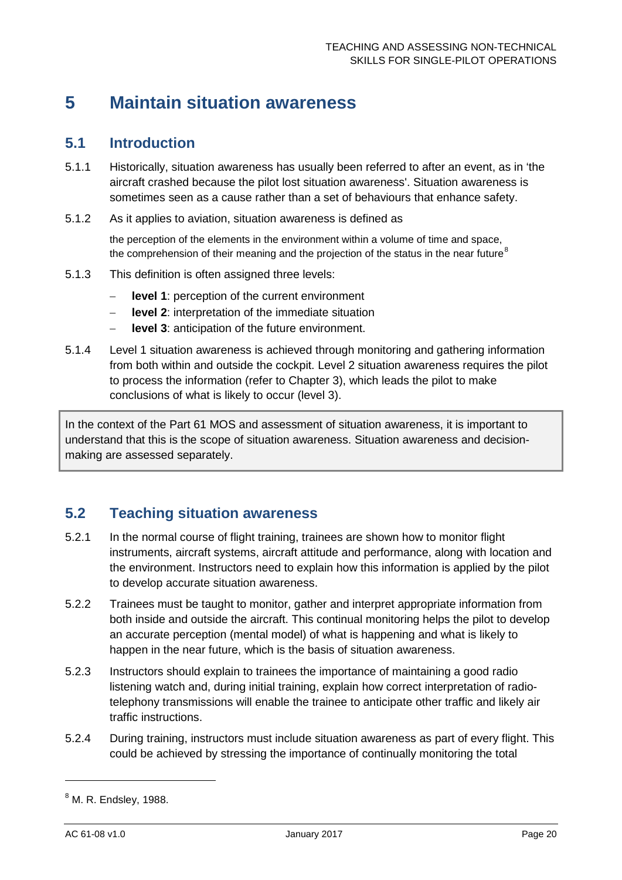# 5 Maintain situation awareness

## 5.1 Introduction

5.1.1 Historically, situation awareness has usually been referred to after an event, as in 'the aircraft crashed because the pilot lost situation awareness'. Situation awareness is sometimes seen as a cause rather than a set of behaviours that enhance safety.

5.1.2 As it applies to aviation, situation awareness is defined as

> the perception of the elements in the environment within a volume of time and space, the comprehension of their meaning and the projection of the status in the near future[8]

5.1.3 This definition is often assigned three levels:

- **level 1**: perception of the current environment
- **level 2**: interpretation of the immediate situation
- **level 3**: anticipation of the future environment.

5.1.4 Level 1 situation awareness is achieved through monitoring and gathering information from both within and outside the cockpit. Level 2 situation awareness requires the pilot to process the information (refer to Chapter 3), which leads the pilot to make conclusions of what is likely to occur (level 3).

> In the context of the Part 61 MOS and assessment of situation awareness, it is important to understand that this is the scope of situation awareness. Situation awareness and decision-making are assessed separately.

## 5.2 Teaching situation awareness

5.2.1 In the normal course of flight training, trainees are shown how to monitor flight instruments, aircraft systems, aircraft attitude and performance, along with location and the environment. Instructors need to explain how this information is applied by the pilot to develop accurate situation awareness.

5.2.2 Trainees must be taught to monitor, gather and interpret appropriate information from both inside and outside the aircraft. This continual monitoring helps the pilot to develop an accurate perception (mental model) of what is happening and what is likely to happen in the near future, which is the basis of situation awareness.

5.2.3 Instructors should explain to trainees the importance of maintaining a good radio listening watch and, during initial training, explain how correct interpretation of radio-telephony transmissions will enable the trainee to anticipate other traffic and likely air traffic instructions.

5.2.4 During training, instructors must include situation awareness as part of every flight. This could be achieved by stressing the importance of continually monitoring the total

[8] M. R. Endsley, 1988.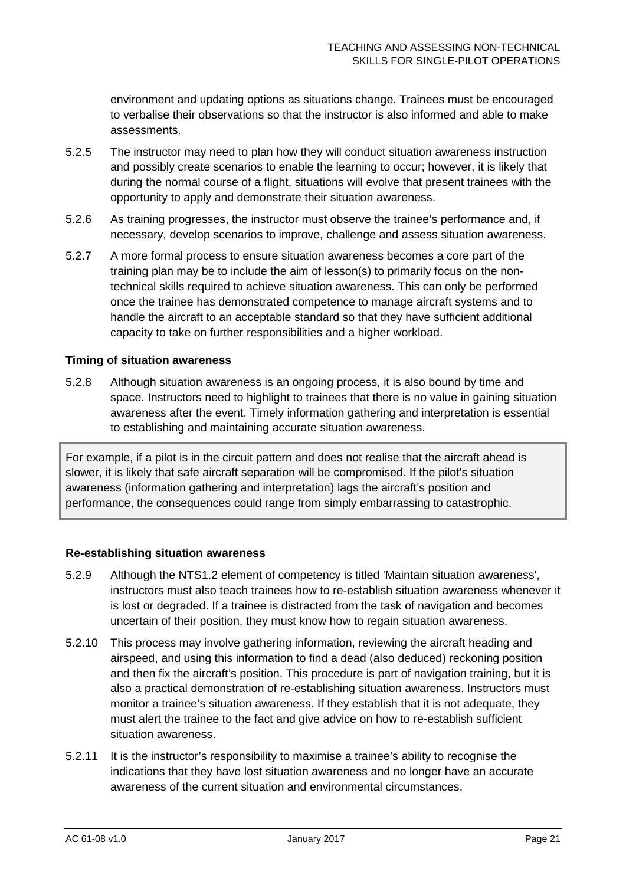environment and updating options as situations change. Trainees must be encouraged to verbalise their observations so that the instructor is also informed and able to make assessments.

5.2.5 The instructor may need to plan how they will conduct situation awareness instruction and possibly create scenarios to enable the learning to occur; however, it is likely that during the normal course of a flight, situations will evolve that present trainees with the opportunity to apply and demonstrate their situation awareness.

5.2.6 As training progresses, the instructor must observe the trainee's performance and, if necessary, develop scenarios to improve, challenge and assess situation awareness.

5.2.7 A more formal process to ensure situation awareness becomes a core part of the training plan may be to include the aim of lesson(s) to primarily focus on the non-technical skills required to achieve situation awareness. This can only be performed once the trainee has demonstrated competence to manage aircraft systems and to handle the aircraft to an acceptable standard so that they have sufficient additional capacity to take on further responsibilities and a higher workload.

**Timing of situation awareness**

5.2.8 Although situation awareness is an ongoing process, it is also bound by time and space. Instructors need to highlight to trainees that there is no value in gaining situation awareness after the event. Timely information gathering and interpretation is essential to establishing and maintaining accurate situation awareness.

> For example, if a pilot is in the circuit pattern and does not realise that the aircraft ahead is slower, it is likely that safe aircraft separation will be compromised. If the pilot's situation awareness (information gathering and interpretation) lags the aircraft's position and performance, the consequences could range from simply embarrassing to catastrophic.

**Re-establishing situation awareness**

5.2.9 Although the NTS1.2 element of competency is titled 'Maintain situation awareness', instructors must also teach trainees how to re-establish situation awareness whenever it is lost or degraded. If a trainee is distracted from the task of navigation and becomes uncertain of their position, they must know how to regain situation awareness.

5.2.10 This process may involve gathering information, reviewing the aircraft heading and airspeed, and using this information to find a dead (also deduced) reckoning position and then fix the aircraft's position. This procedure is part of navigation training, but it is also a practical demonstration of re-establishing situation awareness. Instructors must monitor a trainee's situation awareness. If they establish that it is not adequate, they must alert the trainee to the fact and give advice on how to re-establish sufficient situation awareness.

5.2.11 It is the instructor's responsibility to maximise a trainee's ability to recognise the indications that they have lost situation awareness and no longer have an accurate awareness of the current situation and environmental circumstances.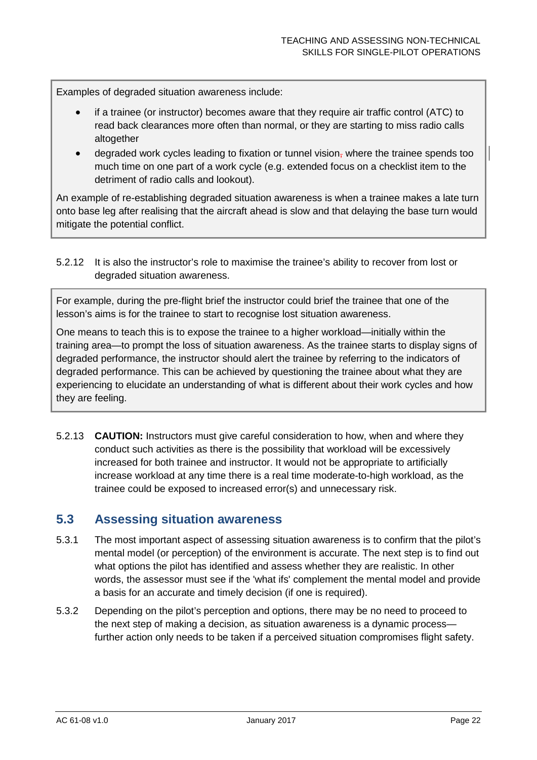Examples of degraded situation awareness include:

- if a trainee (or instructor) becomes aware that they require air traffic control (ATC) to read back clearances more often than normal, or they are starting to miss radio calls altogether
- degraded work cycles leading to fixation or tunnel vision, where the trainee spends too much time on one part of a work cycle (e.g. extended focus on a checklist item to the detriment of radio calls and lookout).

An example of re-establishing degraded situation awareness is when a trainee makes a late turn onto base leg after realising that the aircraft ahead is slow and that delaying the base turn would mitigate the potential conflict.

5.2.12 It is also the instructor's role to maximise the trainee's ability to recover from lost or degraded situation awareness.

For example, during the pre-flight brief the instructor could brief the trainee that one of the lesson's aims is for the trainee to start to recognise lost situation awareness.

One means to teach this is to expose the trainee to a higher workload—initially within the training area—to prompt the loss of situation awareness. As the trainee starts to display signs of degraded performance, the instructor should alert the trainee by referring to the indicators of degraded performance. This can be achieved by questioning the trainee about what they are experiencing to elucidate an understanding of what is different about their work cycles and how they are feeling.

5.2.13 **CAUTION:** Instructors must give careful consideration to how, when and where they conduct such activities as there is the possibility that workload will be excessively increased for both trainee and instructor. It would not be appropriate to artificially increase workload at any time there is a real time moderate-to-high workload, as the trainee could be exposed to increased error(s) and unnecessary risk.

## 5.3 Assessing situation awareness

5.3.1 The most important aspect of assessing situation awareness is to confirm that the pilot's mental model (or perception) of the environment is accurate. The next step is to find out what options the pilot has identified and assess whether they are realistic. In other words, the assessor must see if the 'what ifs' complement the mental model and provide a basis for an accurate and timely decision (if one is required).

5.3.2 Depending on the pilot's perception and options, there may be no need to proceed to the next step of making a decision, as situation awareness is a dynamic process—further action only needs to be taken if a perceived situation compromises flight safety.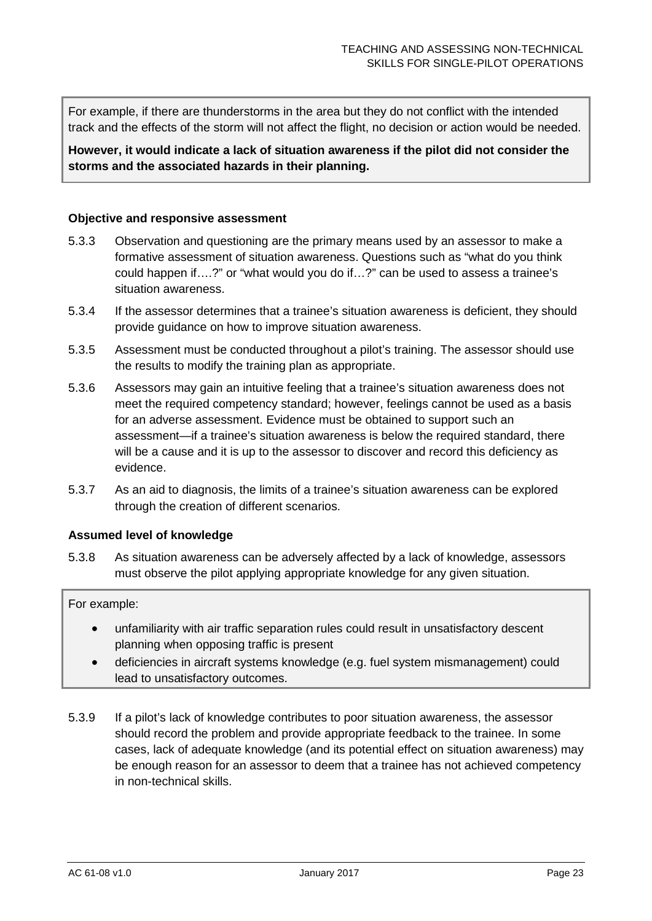For example, if there are thunderstorms in the area but they do not conflict with the intended track and the effects of the storm will not affect the flight, no decision or action would be needed.

**However, it would indicate a lack of situation awareness if the pilot did not consider the storms and the associated hazards in their planning.**

#### Objective and responsive assessment

5.3.3 Observation and questioning are the primary means used by an assessor to make a formative assessment of situation awareness. Questions such as "what do you think could happen if….?" or "what would you do if…?" can be used to assess a trainee's situation awareness.

5.3.4 If the assessor determines that a trainee's situation awareness is deficient, they should provide guidance on how to improve situation awareness.

5.3.5 Assessment must be conducted throughout a pilot's training. The assessor should use the results to modify the training plan as appropriate.

5.3.6 Assessors may gain an intuitive feeling that a trainee's situation awareness does not meet the required competency standard; however, feelings cannot be used as a basis for an adverse assessment. Evidence must be obtained to support such an assessment—if a trainee's situation awareness is below the required standard, there will be a cause and it is up to the assessor to discover and record this deficiency as evidence.

5.3.7 As an aid to diagnosis, the limits of a trainee's situation awareness can be explored through the creation of different scenarios.

#### Assumed level of knowledge

5.3.8 As situation awareness can be adversely affected by a lack of knowledge, assessors must observe the pilot applying appropriate knowledge for any given situation.

For example:

- unfamiliarity with air traffic separation rules could result in unsatisfactory descent planning when opposing traffic is present
- deficiencies in aircraft systems knowledge (e.g. fuel system mismanagement) could lead to unsatisfactory outcomes.

5.3.9 If a pilot's lack of knowledge contributes to poor situation awareness, the assessor should record the problem and provide appropriate feedback to the trainee. In some cases, lack of adequate knowledge (and its potential effect on situation awareness) may be enough reason for an assessor to deem that a trainee has not achieved competency in non-technical skills.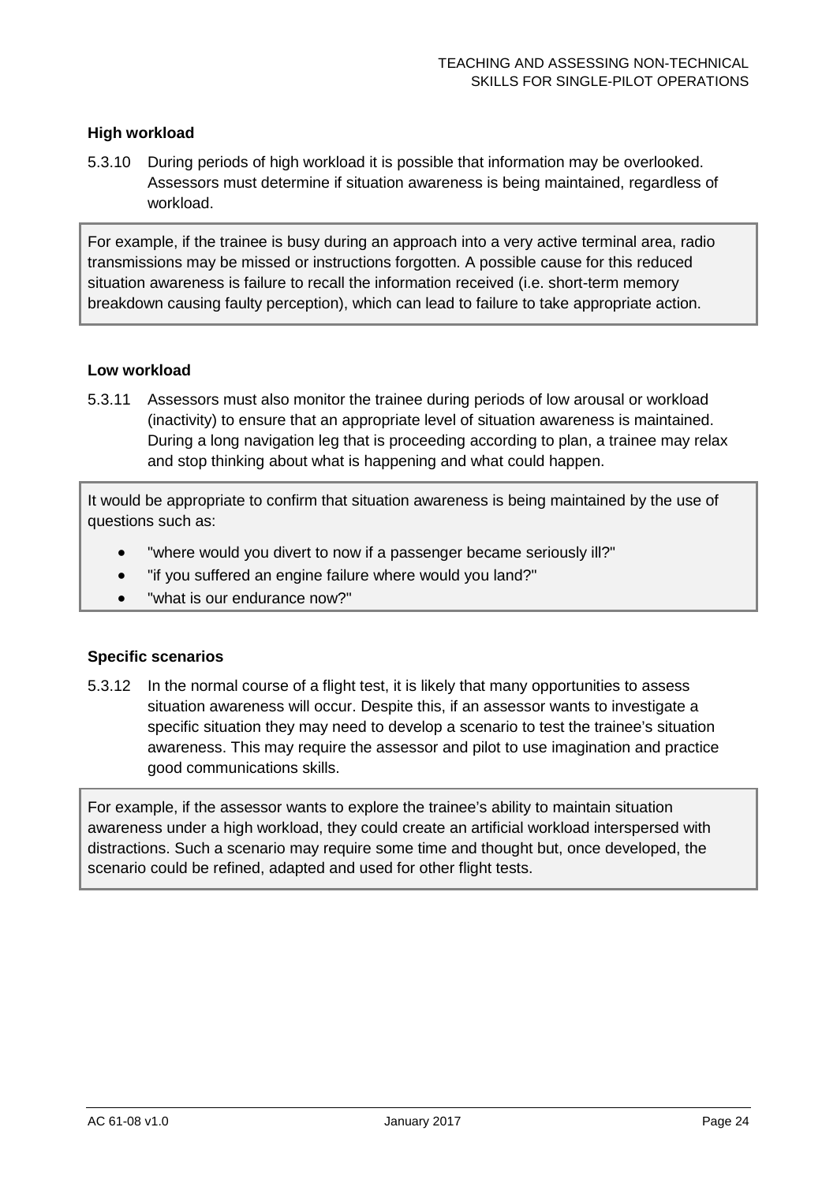### High workload

5.3.10 During periods of high workload it is possible that information may be overlooked. Assessors must determine if situation awareness is being maintained, regardless of workload.

> For example, if the trainee is busy during an approach into a very active terminal area, radio transmissions may be missed or instructions forgotten. A possible cause for this reduced situation awareness is failure to recall the information received (i.e. short-term memory breakdown causing faulty perception), which can lead to failure to take appropriate action.

### Low workload

5.3.11 Assessors must also monitor the trainee during periods of low arousal or workload (inactivity) to ensure that an appropriate level of situation awareness is maintained. During a long navigation leg that is proceeding according to plan, a trainee may relax and stop thinking about what is happening and what could happen.

> It would be appropriate to confirm that situation awareness is being maintained by the use of questions such as:
>
> - "where would you divert to now if a passenger became seriously ill?"
> - "if you suffered an engine failure where would you land?"
> - "what is our endurance now?"

### Specific scenarios

5.3.12 In the normal course of a flight test, it is likely that many opportunities to assess situation awareness will occur. Despite this, if an assessor wants to investigate a specific situation they may need to develop a scenario to test the trainee's situation awareness. This may require the assessor and pilot to use imagination and practice good communications skills.

> For example, if the assessor wants to explore the trainee's ability to maintain situation awareness under a high workload, they could create an artificial workload interspersed with distractions. Such a scenario may require some time and thought but, once developed, the scenario could be refined, adapted and used for other flight tests.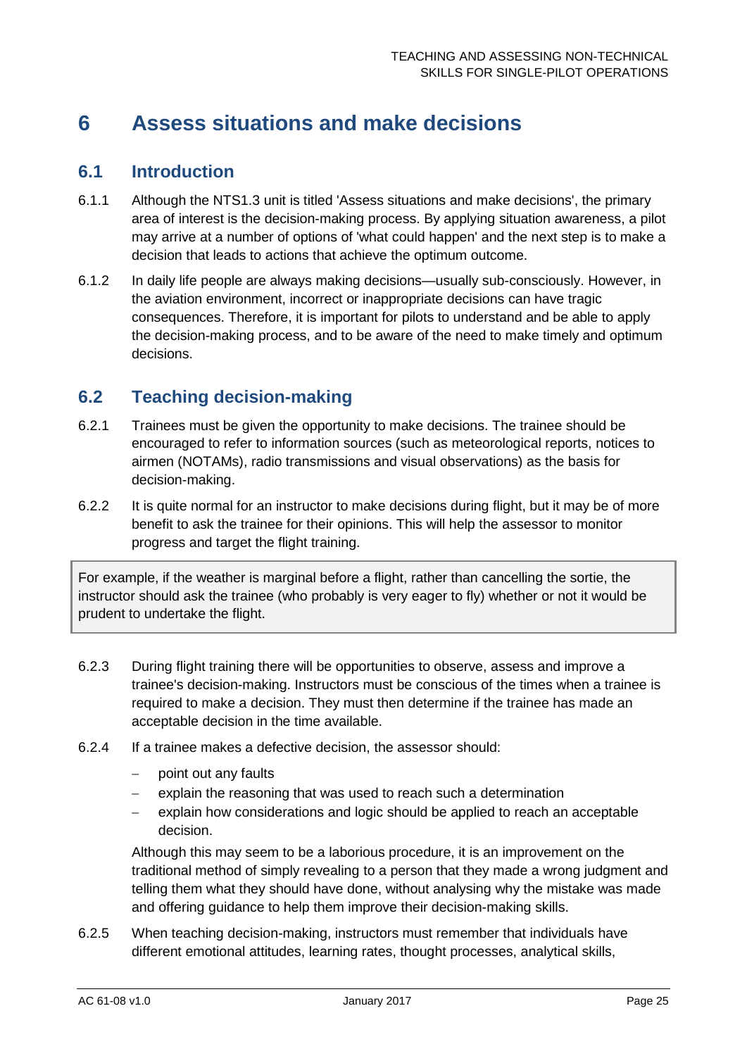# 6 Assess situations and make decisions

## 6.1 Introduction

6.1.1 Although the NTS1.3 unit is titled 'Assess situations and make decisions', the primary area of interest is the decision-making process. By applying situation awareness, a pilot may arrive at a number of options of 'what could happen' and the next step is to make a decision that leads to actions that achieve the optimum outcome.

6.1.2 In daily life people are always making decisions—usually sub-consciously. However, in the aviation environment, incorrect or inappropriate decisions can have tragic consequences. Therefore, it is important for pilots to understand and be able to apply the decision-making process, and to be aware of the need to make timely and optimum decisions.

## 6.2 Teaching decision-making

6.2.1 Trainees must be given the opportunity to make decisions. The trainee should be encouraged to refer to information sources (such as meteorological reports, notices to airmen (NOTAMs), radio transmissions and visual observations) as the basis for decision-making.

6.2.2 It is quite normal for an instructor to make decisions during flight, but it may be of more benefit to ask the trainee for their opinions. This will help the assessor to monitor progress and target the flight training.

> For example, if the weather is marginal before a flight, rather than cancelling the sortie, the instructor should ask the trainee (who probably is very eager to fly) whether or not it would be prudent to undertake the flight.

6.2.3 During flight training there will be opportunities to observe, assess and improve a trainee's decision-making. Instructors must be conscious of the times when a trainee is required to make a decision. They must then determine if the trainee has made an acceptable decision in the time available.

6.2.4 If a trainee makes a defective decision, the assessor should:

- point out any faults
- explain the reasoning that was used to reach such a determination
- explain how considerations and logic should be applied to reach an acceptable decision.

Although this may seem to be a laborious procedure, it is an improvement on the traditional method of simply revealing to a person that they made a wrong judgment and telling them what they should have done, without analysing why the mistake was made and offering guidance to help them improve their decision-making skills.

6.2.5 When teaching decision-making, instructors must remember that individuals have different emotional attitudes, learning rates, thought processes, analytical skills,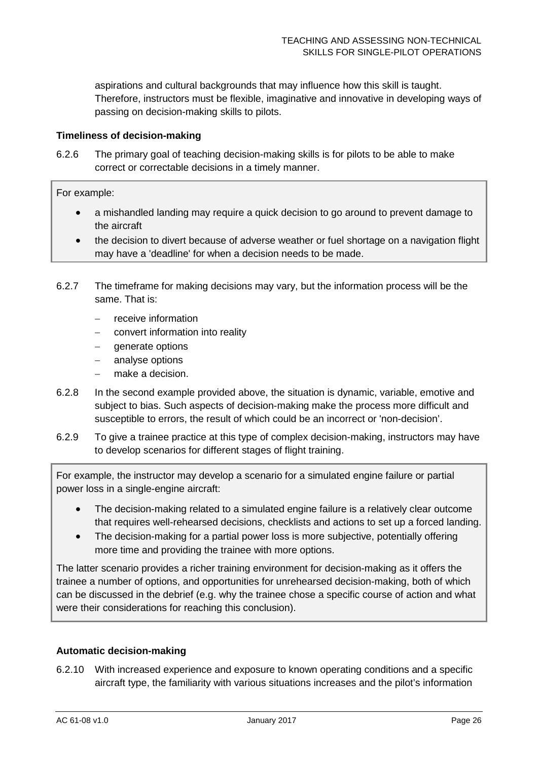aspirations and cultural backgrounds that may influence how this skill is taught. Therefore, instructors must be flexible, imaginative and innovative in developing ways of passing on decision-making skills to pilots.

**Timeliness of decision-making**

6.2.6 The primary goal of teaching decision-making skills is for pilots to be able to make correct or correctable decisions in a timely manner.

> For example:
>
> - a mishandled landing may require a quick decision to go around to prevent damage to the aircraft
> - the decision to divert because of adverse weather or fuel shortage on a navigation flight may have a 'deadline' for when a decision needs to be made.

6.2.7 The timeframe for making decisions may vary, but the information process will be the same. That is:

- receive information
- convert information into reality
- generate options
- analyse options
- make a decision.

6.2.8 In the second example provided above, the situation is dynamic, variable, emotive and subject to bias. Such aspects of decision-making make the process more difficult and susceptible to errors, the result of which could be an incorrect or 'non-decision'.

6.2.9 To give a trainee practice at this type of complex decision-making, instructors may have to develop scenarios for different stages of flight training.

> For example, the instructor may develop a scenario for a simulated engine failure or partial power loss in a single-engine aircraft:
>
> - The decision-making related to a simulated engine failure is a relatively clear outcome that requires well-rehearsed decisions, checklists and actions to set up a forced landing.
> - The decision-making for a partial power loss is more subjective, potentially offering more time and providing the trainee with more options.
>
> The latter scenario provides a richer training environment for decision-making as it offers the trainee a number of options, and opportunities for unrehearsed decision-making, both of which can be discussed in the debrief (e.g. why the trainee chose a specific course of action and what were their considerations for reaching this conclusion).

**Automatic decision-making**

6.2.10 With increased experience and exposure to known operating conditions and a specific aircraft type, the familiarity with various situations increases and the pilot's information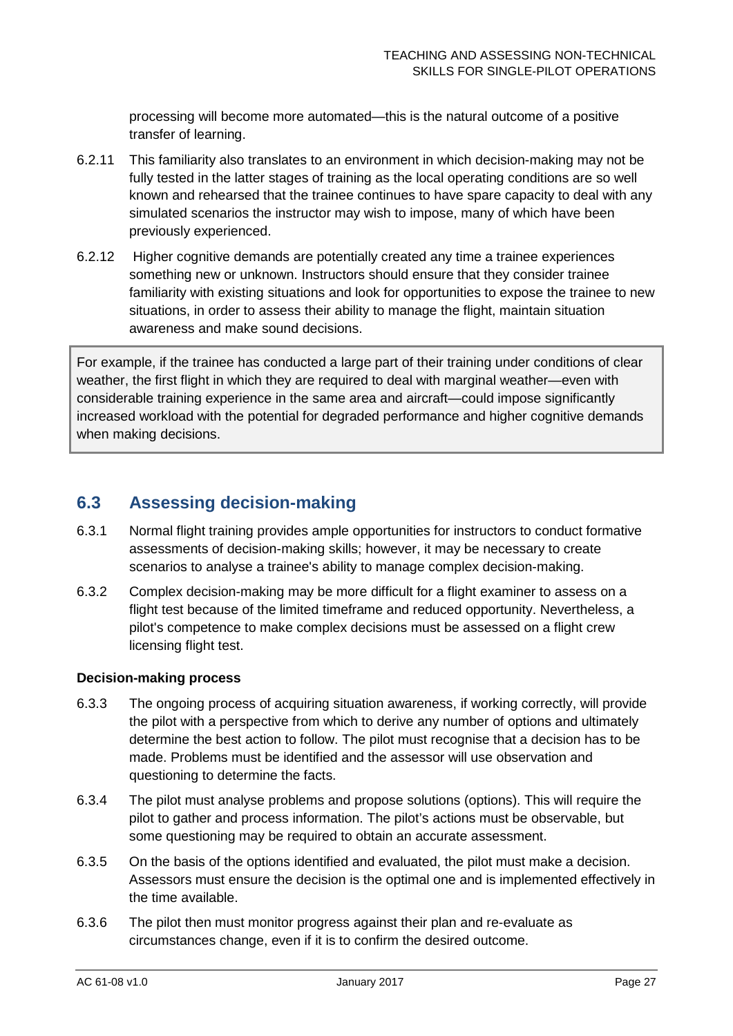processing will become more automated—this is the natural outcome of a positive transfer of learning.

6.2.11 This familiarity also translates to an environment in which decision-making may not be fully tested in the latter stages of training as the local operating conditions are so well known and rehearsed that the trainee continues to have spare capacity to deal with any simulated scenarios the instructor may wish to impose, many of which have been previously experienced.

6.2.12 Higher cognitive demands are potentially created any time a trainee experiences something new or unknown. Instructors should ensure that they consider trainee familiarity with existing situations and look for opportunities to expose the trainee to new situations, in order to assess their ability to manage the flight, maintain situation awareness and make sound decisions.

> For example, if the trainee has conducted a large part of their training under conditions of clear weather, the first flight in which they are required to deal with marginal weather—even with considerable training experience in the same area and aircraft—could impose significantly increased workload with the potential for degraded performance and higher cognitive demands when making decisions.

## 6.3 Assessing decision-making

6.3.1 Normal flight training provides ample opportunities for instructors to conduct formative assessments of decision-making skills; however, it may be necessary to create scenarios to analyse a trainee's ability to manage complex decision-making.

6.3.2 Complex decision-making may be more difficult for a flight examiner to assess on a flight test because of the limited timeframe and reduced opportunity. Nevertheless, a pilot's competence to make complex decisions must be assessed on a flight crew licensing flight test.

**Decision-making process**

6.3.3 The ongoing process of acquiring situation awareness, if working correctly, will provide the pilot with a perspective from which to derive any number of options and ultimately determine the best action to follow. The pilot must recognise that a decision has to be made. Problems must be identified and the assessor will use observation and questioning to determine the facts.

6.3.4 The pilot must analyse problems and propose solutions (options). This will require the pilot to gather and process information. The pilot's actions must be observable, but some questioning may be required to obtain an accurate assessment.

6.3.5 On the basis of the options identified and evaluated, the pilot must make a decision. Assessors must ensure the decision is the optimal one and is implemented effectively in the time available.

6.3.6 The pilot then must monitor progress against their plan and re-evaluate as circumstances change, even if it is to confirm the desired outcome.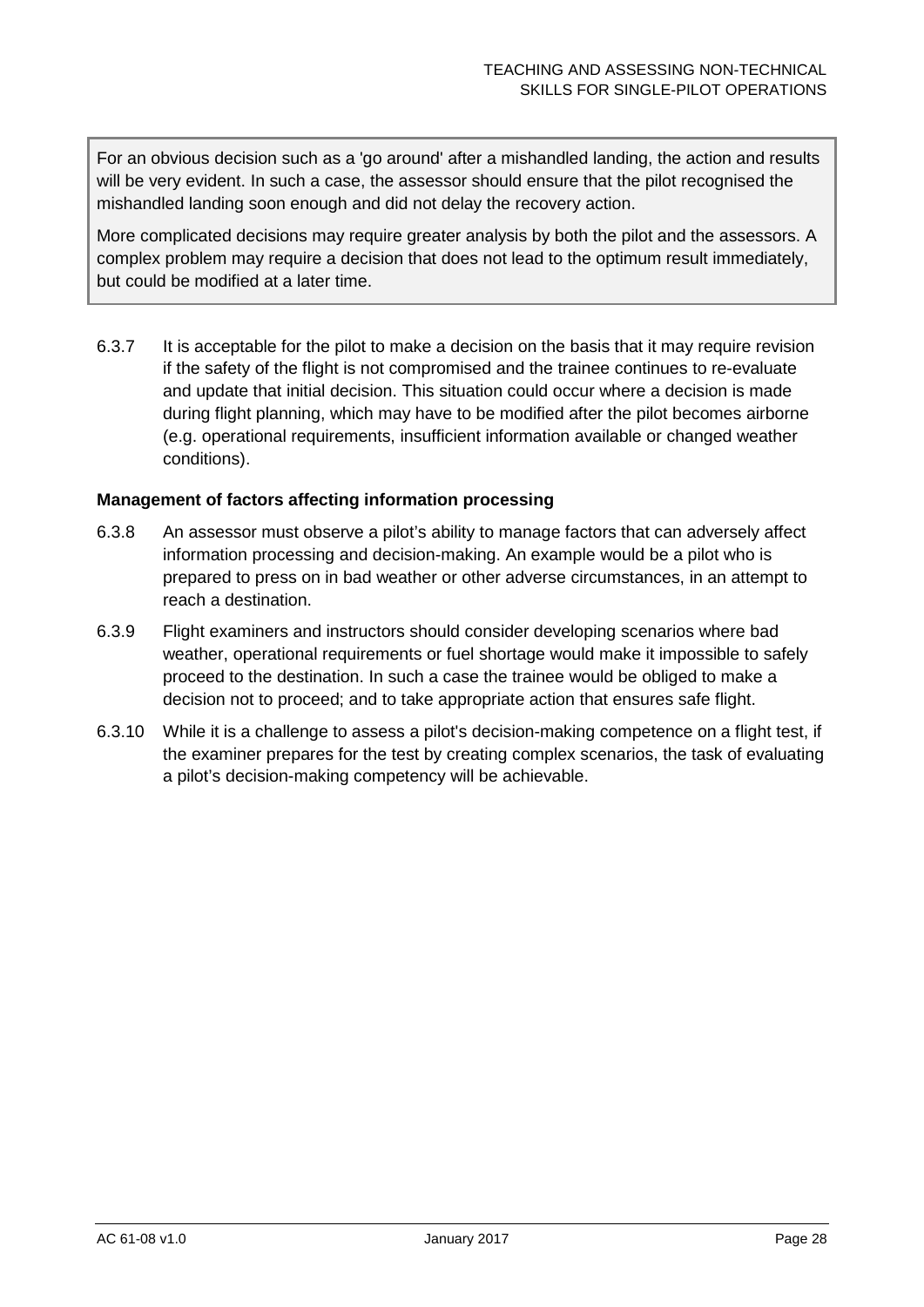For an obvious decision such as a 'go around' after a mishandled landing, the action and results will be very evident. In such a case, the assessor should ensure that the pilot recognised the mishandled landing soon enough and did not delay the recovery action.

More complicated decisions may require greater analysis by both the pilot and the assessors. A complex problem may require a decision that does not lead to the optimum result immediately, but could be modified at a later time.

6.3.7 It is acceptable for the pilot to make a decision on the basis that it may require revision if the safety of the flight is not compromised and the trainee continues to re-evaluate and update that initial decision. This situation could occur where a decision is made during flight planning, which may have to be modified after the pilot becomes airborne (e.g. operational requirements, insufficient information available or changed weather conditions).

**Management of factors affecting information processing**

6.3.8 An assessor must observe a pilot's ability to manage factors that can adversely affect information processing and decision-making. An example would be a pilot who is prepared to press on in bad weather or other adverse circumstances, in an attempt to reach a destination.

6.3.9 Flight examiners and instructors should consider developing scenarios where bad weather, operational requirements or fuel shortage would make it impossible to safely proceed to the destination. In such a case the trainee would be obliged to make a decision not to proceed; and to take appropriate action that ensures safe flight.

6.3.10 While it is a challenge to assess a pilot's decision-making competence on a flight test, if the examiner prepares for the test by creating complex scenarios, the task of evaluating a pilot's decision-making competency will be achievable.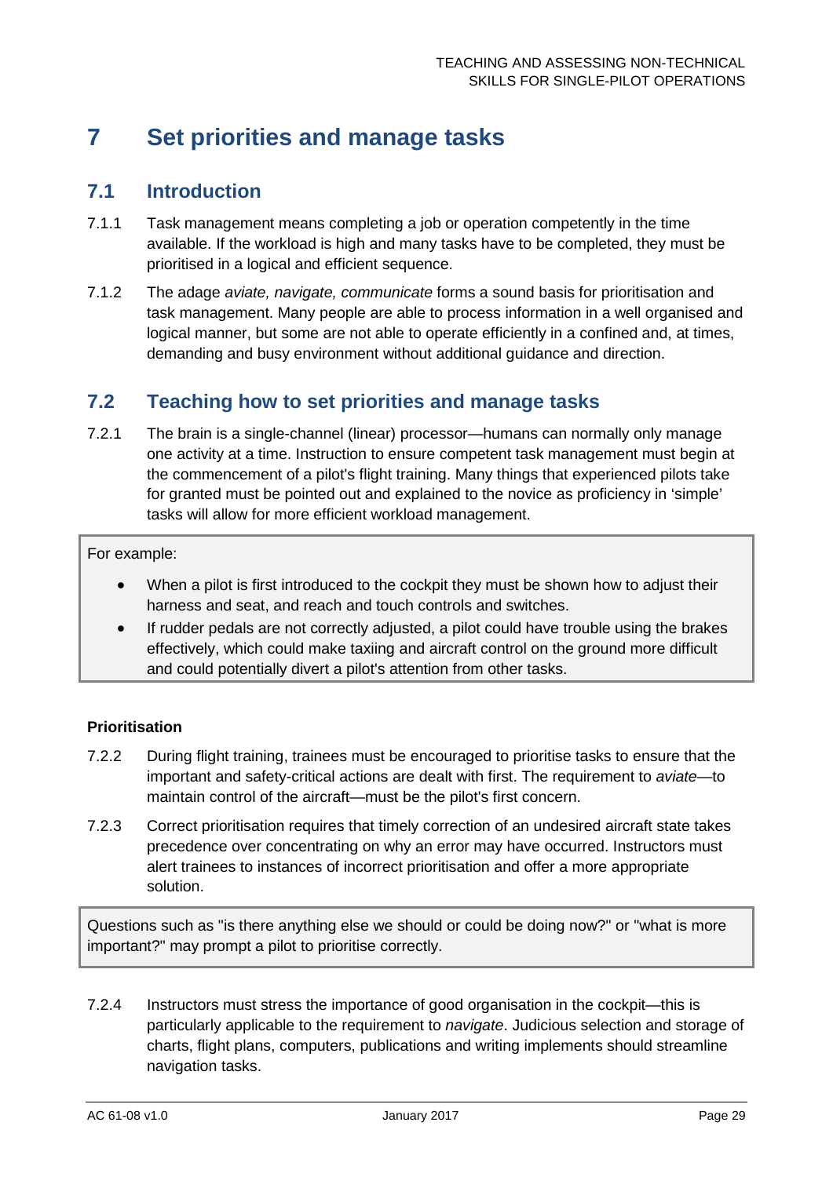# 7 Set priorities and manage tasks

## 7.1 Introduction

7.1.1 Task management means completing a job or operation competently in the time available. If the workload is high and many tasks have to be completed, they must be prioritised in a logical and efficient sequence.

7.1.2 The adage *aviate, navigate, communicate* forms a sound basis for prioritisation and task management. Many people are able to process information in a well organised and logical manner, but some are not able to operate efficiently in a confined and, at times, demanding and busy environment without additional guidance and direction.

## 7.2 Teaching how to set priorities and manage tasks

7.2.1 The brain is a single-channel (linear) processor—humans can normally only manage one activity at a time. Instruction to ensure competent task management must begin at the commencement of a pilot's flight training. Many things that experienced pilots take for granted must be pointed out and explained to the novice as proficiency in 'simple' tasks will allow for more efficient workload management.

> For example:
>
> - When a pilot is first introduced to the cockpit they must be shown how to adjust their harness and seat, and reach and touch controls and switches.
> - If rudder pedals are not correctly adjusted, a pilot could have trouble using the brakes effectively, which could make taxiing and aircraft control on the ground more difficult and could potentially divert a pilot's attention from other tasks.

**Prioritisation**

7.2.2 During flight training, trainees must be encouraged to prioritise tasks to ensure that the important and safety-critical actions are dealt with first. The requirement to *aviate*—to maintain control of the aircraft—must be the pilot's first concern.

7.2.3 Correct prioritisation requires that timely correction of an undesired aircraft state takes precedence over concentrating on why an error may have occurred. Instructors must alert trainees to instances of incorrect prioritisation and offer a more appropriate solution.

> Questions such as "is there anything else we should or could be doing now?" or "what is more important?" may prompt a pilot to prioritise correctly.

7.2.4 Instructors must stress the importance of good organisation in the cockpit—this is particularly applicable to the requirement to *navigate*. Judicious selection and storage of charts, flight plans, computers, publications and writing implements should streamline navigation tasks.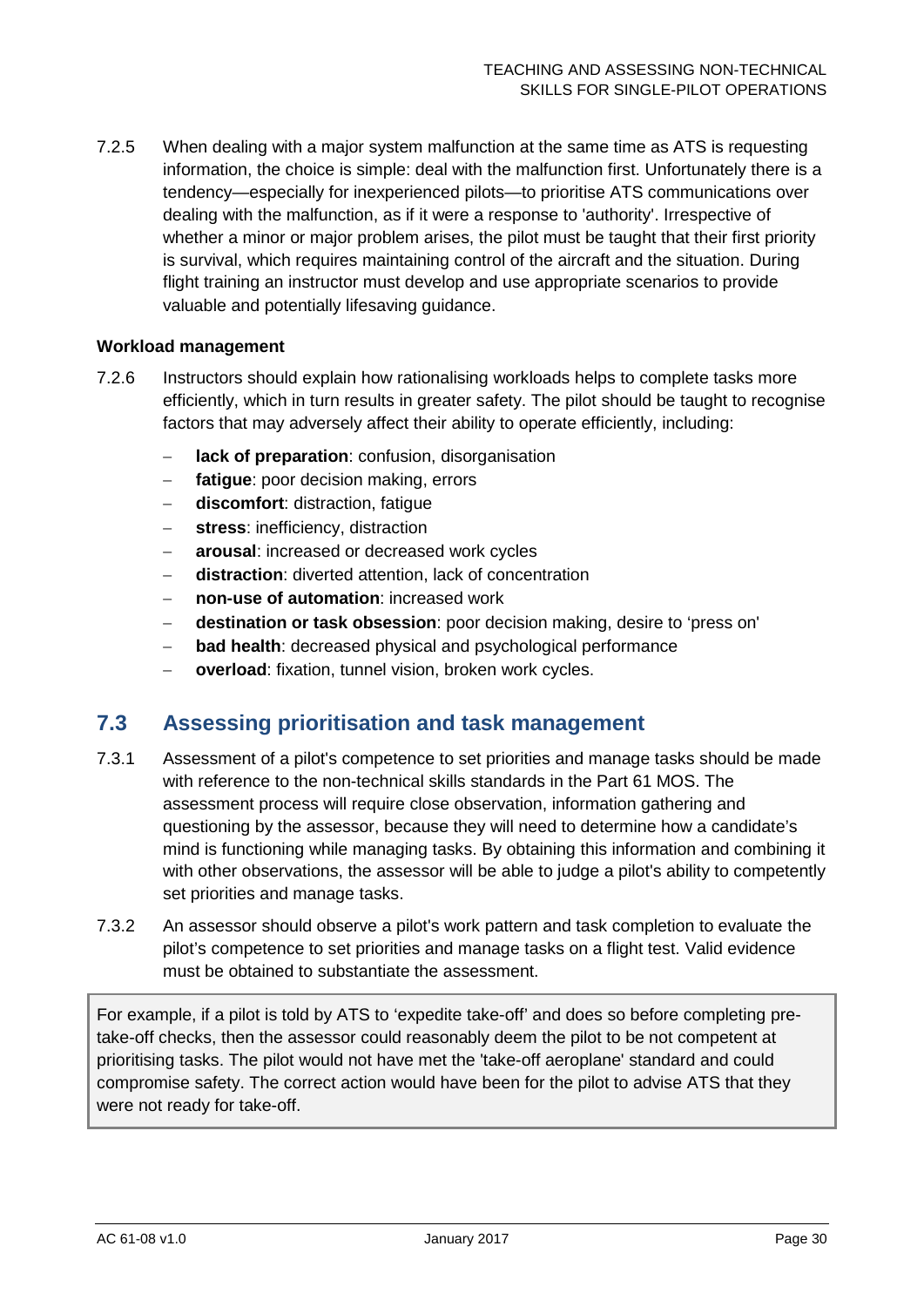7.2.5 When dealing with a major system malfunction at the same time as ATS is requesting information, the choice is simple: deal with the malfunction first. Unfortunately there is a tendency—especially for inexperienced pilots—to prioritise ATS communications over dealing with the malfunction, as if it were a response to 'authority'. Irrespective of whether a minor or major problem arises, the pilot must be taught that their first priority is survival, which requires maintaining control of the aircraft and the situation. During flight training an instructor must develop and use appropriate scenarios to provide valuable and potentially lifesaving guidance.

**Workload management**

7.2.6 Instructors should explain how rationalising workloads helps to complete tasks more efficiently, which in turn results in greater safety. The pilot should be taught to recognise factors that may adversely affect their ability to operate efficiently, including:

- **lack of preparation**: confusion, disorganisation
- **fatigue**: poor decision making, errors
- **discomfort**: distraction, fatigue
- **stress**: inefficiency, distraction
- **arousal**: increased or decreased work cycles
- **distraction**: diverted attention, lack of concentration
- **non-use of automation**: increased work
- **destination or task obsession**: poor decision making, desire to 'press on'
- **bad health**: decreased physical and psychological performance
- **overload**: fixation, tunnel vision, broken work cycles.

## 7.3 Assessing prioritisation and task management

7.3.1 Assessment of a pilot's competence to set priorities and manage tasks should be made with reference to the non-technical skills standards in the Part 61 MOS. The assessment process will require close observation, information gathering and questioning by the assessor, because they will need to determine how a candidate's mind is functioning while managing tasks. By obtaining this information and combining it with other observations, the assessor will be able to judge a pilot's ability to competently set priorities and manage tasks.

7.3.2 An assessor should observe a pilot's work pattern and task completion to evaluate the pilot's competence to set priorities and manage tasks on a flight test. Valid evidence must be obtained to substantiate the assessment.

> For example, if a pilot is told by ATS to 'expedite take-off' and does so before completing pre-take-off checks, then the assessor could reasonably deem the pilot to be not competent at prioritising tasks. The pilot would not have met the 'take-off aeroplane' standard and could compromise safety. The correct action would have been for the pilot to advise ATS that they were not ready for take-off.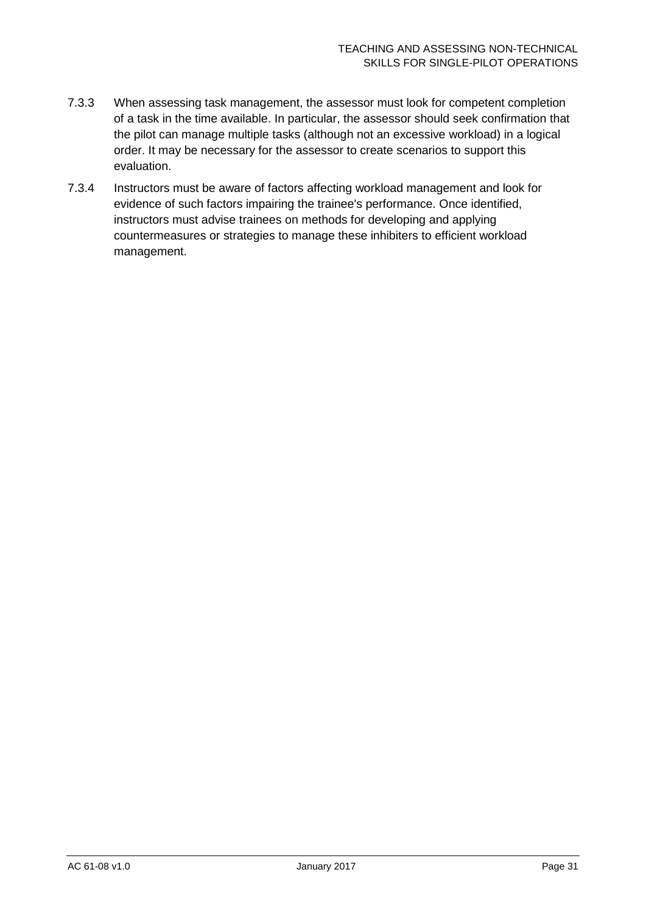7.3.3 When assessing task management, the assessor must look for competent completion of a task in the time available. In particular, the assessor should seek confirmation that the pilot can manage multiple tasks (although not an excessive workload) in a logical order. It may be necessary for the assessor to create scenarios to support this evaluation.

7.3.4 Instructors must be aware of factors affecting workload management and look for evidence of such factors impairing the trainee's performance. Once identified, instructors must advise trainees on methods for developing and applying countermeasures or strategies to manage these inhibiters to efficient workload management.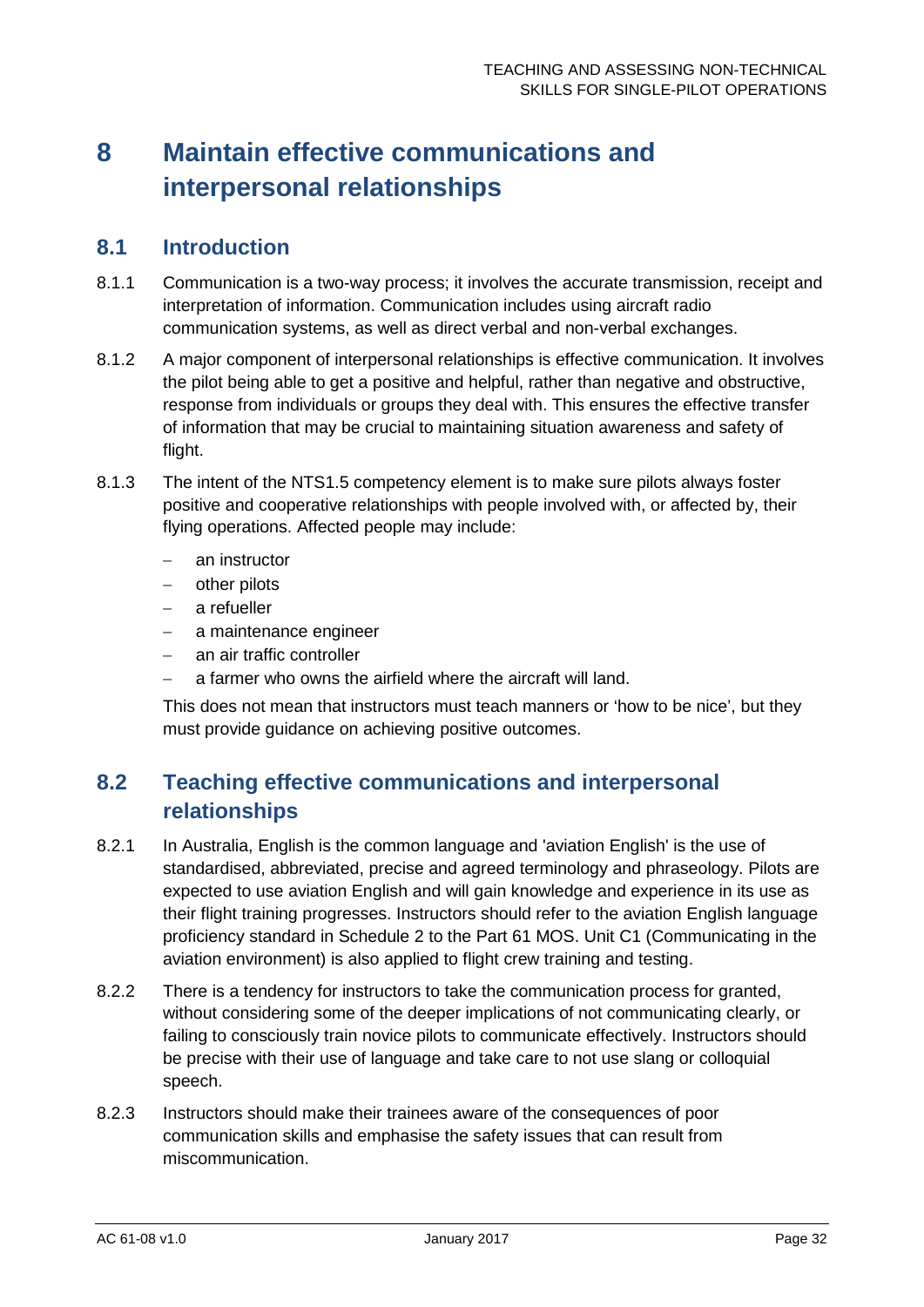# 8 Maintain effective communications and interpersonal relationships

## 8.1 Introduction

8.1.1 Communication is a two-way process; it involves the accurate transmission, receipt and interpretation of information. Communication includes using aircraft radio communication systems, as well as direct verbal and non-verbal exchanges.

8.1.2 A major component of interpersonal relationships is effective communication. It involves the pilot being able to get a positive and helpful, rather than negative and obstructive, response from individuals or groups they deal with. This ensures the effective transfer of information that may be crucial to maintaining situation awareness and safety of flight.

8.1.3 The intent of the NTS1.5 competency element is to make sure pilots always foster positive and cooperative relationships with people involved with, or affected by, their flying operations. Affected people may include:

- an instructor
- other pilots
- a refueller
- a maintenance engineer
- an air traffic controller
- a farmer who owns the airfield where the aircraft will land.

This does not mean that instructors must teach manners or 'how to be nice', but they must provide guidance on achieving positive outcomes.

## 8.2 Teaching effective communications and interpersonal relationships

8.2.1 In Australia, English is the common language and 'aviation English' is the use of standardised, abbreviated, precise and agreed terminology and phraseology. Pilots are expected to use aviation English and will gain knowledge and experience in its use as their flight training progresses. Instructors should refer to the aviation English language proficiency standard in Schedule 2 to the Part 61 MOS. Unit C1 (Communicating in the aviation environment) is also applied to flight crew training and testing.

8.2.2 There is a tendency for instructors to take the communication process for granted, without considering some of the deeper implications of not communicating clearly, or failing to consciously train novice pilots to communicate effectively. Instructors should be precise with their use of language and take care to not use slang or colloquial speech.

8.2.3 Instructors should make their trainees aware of the consequences of poor communication skills and emphasise the safety issues that can result from miscommunication.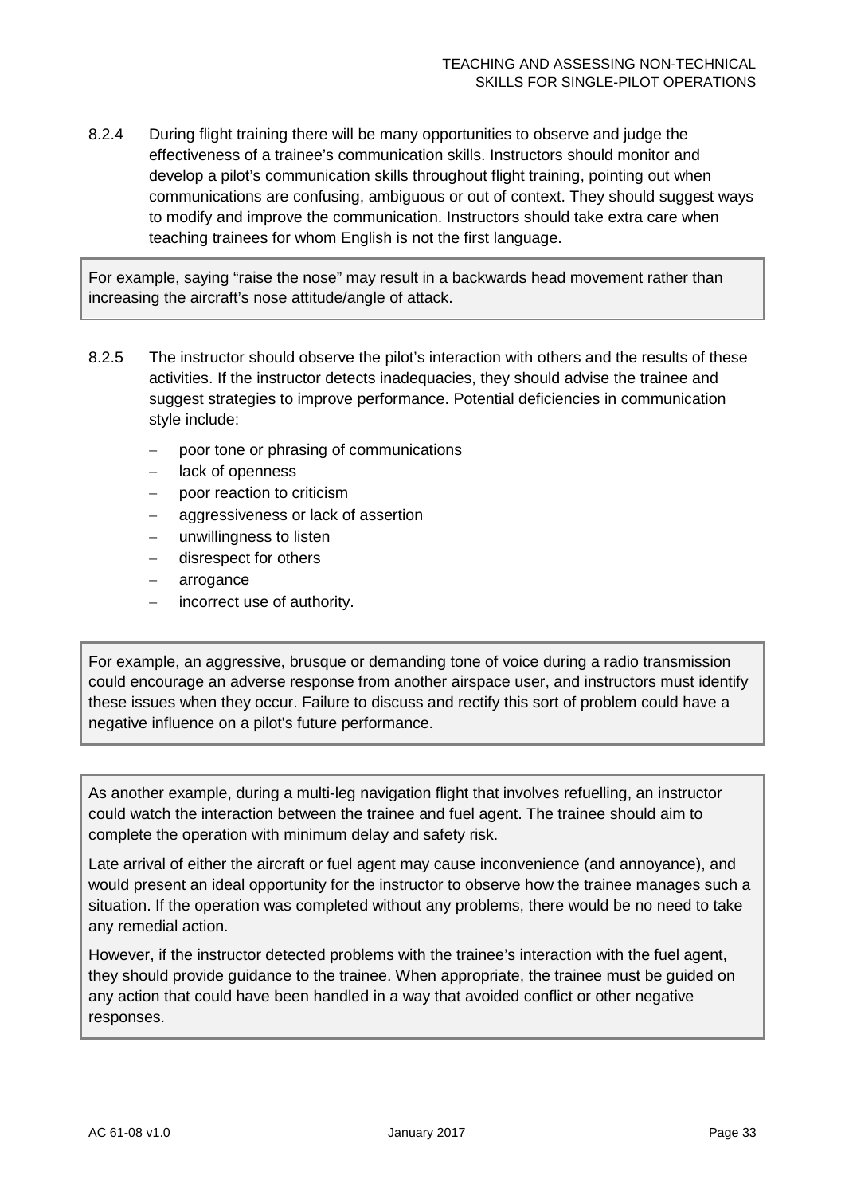8.2.4 During flight training there will be many opportunities to observe and judge the effectiveness of a trainee's communication skills. Instructors should monitor and develop a pilot's communication skills throughout flight training, pointing out when communications are confusing, ambiguous or out of context. They should suggest ways to modify and improve the communication. Instructors should take extra care when teaching trainees for whom English is not the first language.

> For example, saying "raise the nose" may result in a backwards head movement rather than increasing the aircraft's nose attitude/angle of attack.

8.2.5 The instructor should observe the pilot's interaction with others and the results of these activities. If the instructor detects inadequacies, they should advise the trainee and suggest strategies to improve performance. Potential deficiencies in communication style include:

- poor tone or phrasing of communications
- lack of openness
- poor reaction to criticism
- aggressiveness or lack of assertion
- unwillingness to listen
- disrespect for others
- arrogance
- incorrect use of authority.

> For example, an aggressive, brusque or demanding tone of voice during a radio transmission could encourage an adverse response from another airspace user, and instructors must identify these issues when they occur. Failure to discuss and rectify this sort of problem could have a negative influence on a pilot's future performance.

> As another example, during a multi-leg navigation flight that involves refuelling, an instructor could watch the interaction between the trainee and fuel agent. The trainee should aim to complete the operation with minimum delay and safety risk.
>
> Late arrival of either the aircraft or fuel agent may cause inconvenience (and annoyance), and would present an ideal opportunity for the instructor to observe how the trainee manages such a situation. If the operation was completed without any problems, there would be no need to take any remedial action.
>
> However, if the instructor detected problems with the trainee's interaction with the fuel agent, they should provide guidance to the trainee. When appropriate, the trainee must be guided on any action that could have been handled in a way that avoided conflict or other negative responses.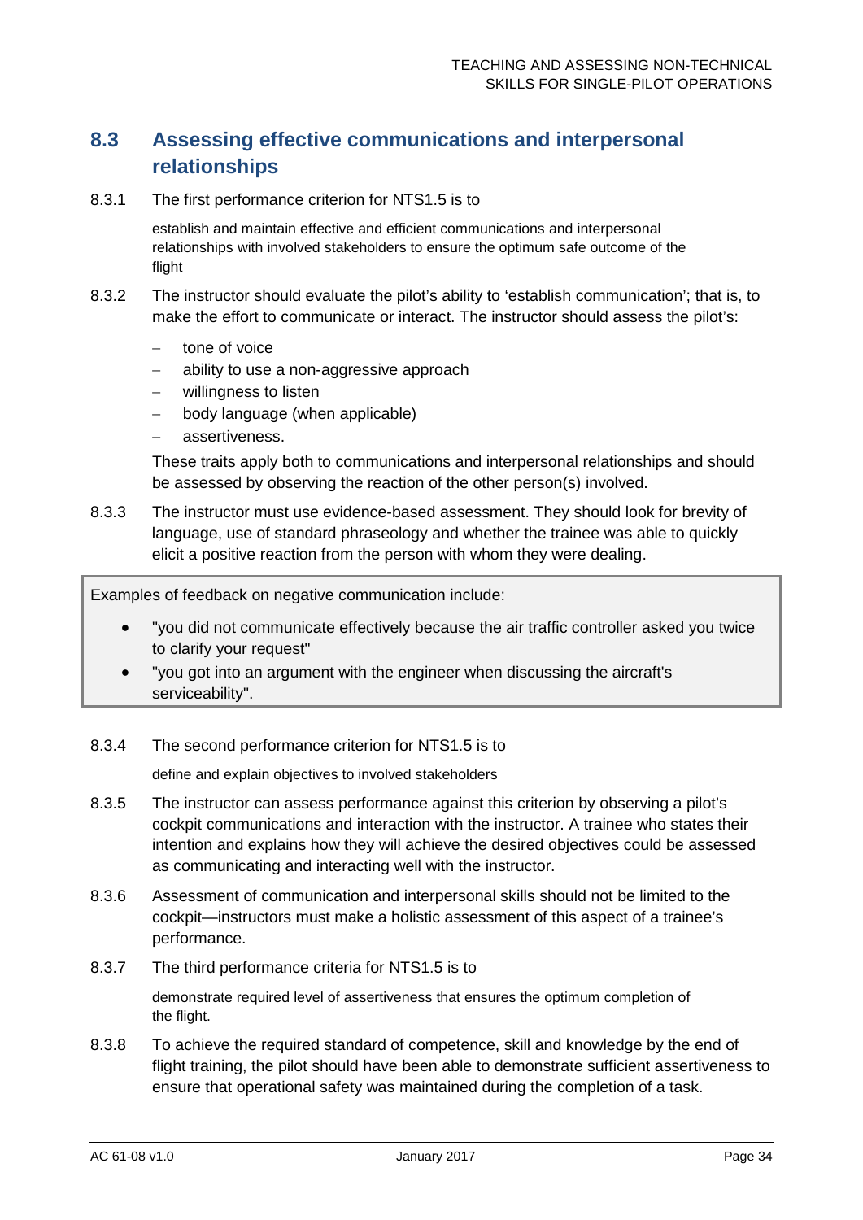## 8.3 Assessing effective communications and interpersonal relationships

8.3.1 The first performance criterion for NTS1.5 is to

> establish and maintain effective and efficient communications and interpersonal relationships with involved stakeholders to ensure the optimum safe outcome of the flight

8.3.2 The instructor should evaluate the pilot's ability to 'establish communication'; that is, to make the effort to communicate or interact. The instructor should assess the pilot's:

- tone of voice
- ability to use a non-aggressive approach
- willingness to listen
- body language (when applicable)
- assertiveness.

These traits apply both to communications and interpersonal relationships and should be assessed by observing the reaction of the other person(s) involved.

8.3.3 The instructor must use evidence-based assessment. They should look for brevity of language, use of standard phraseology and whether the trainee was able to quickly elicit a positive reaction from the person with whom they were dealing.

> Examples of feedback on negative communication include:
>
> - "you did not communicate effectively because the air traffic controller asked you twice to clarify your request"
> - "you got into an argument with the engineer when discussing the aircraft's serviceability".

8.3.4 The second performance criterion for NTS1.5 is to

> define and explain objectives to involved stakeholders

8.3.5 The instructor can assess performance against this criterion by observing a pilot's cockpit communications and interaction with the instructor. A trainee who states their intention and explains how they will achieve the desired objectives could be assessed as communicating and interacting well with the instructor.

8.3.6 Assessment of communication and interpersonal skills should not be limited to the cockpit—instructors must make a holistic assessment of this aspect of a trainee's performance.

8.3.7 The third performance criteria for NTS1.5 is to

> demonstrate required level of assertiveness that ensures the optimum completion of the flight.

8.3.8 To achieve the required standard of competence, skill and knowledge by the end of flight training, the pilot should have been able to demonstrate sufficient assertiveness to ensure that operational safety was maintained during the completion of a task.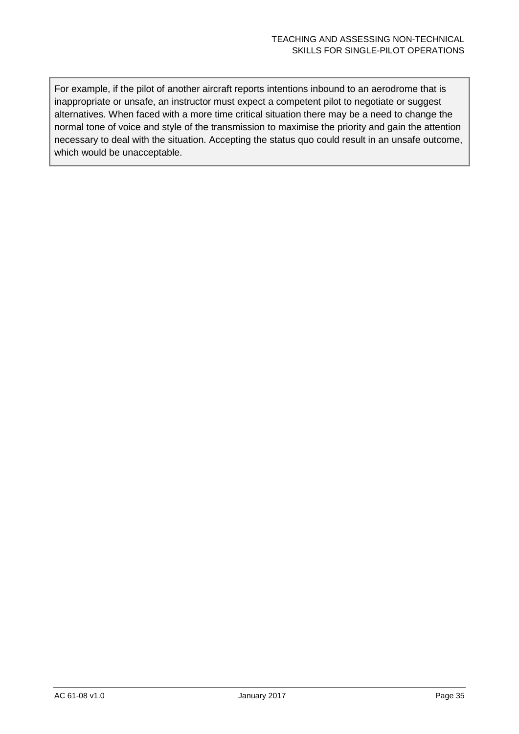For example, if the pilot of another aircraft reports intentions inbound to an aerodrome that is inappropriate or unsafe, an instructor must expect a competent pilot to negotiate or suggest alternatives. When faced with a more time critical situation there may be a need to change the normal tone of voice and style of the transmission to maximise the priority and gain the attention necessary to deal with the situation. Accepting the status quo could result in an unsafe outcome, which would be unacceptable.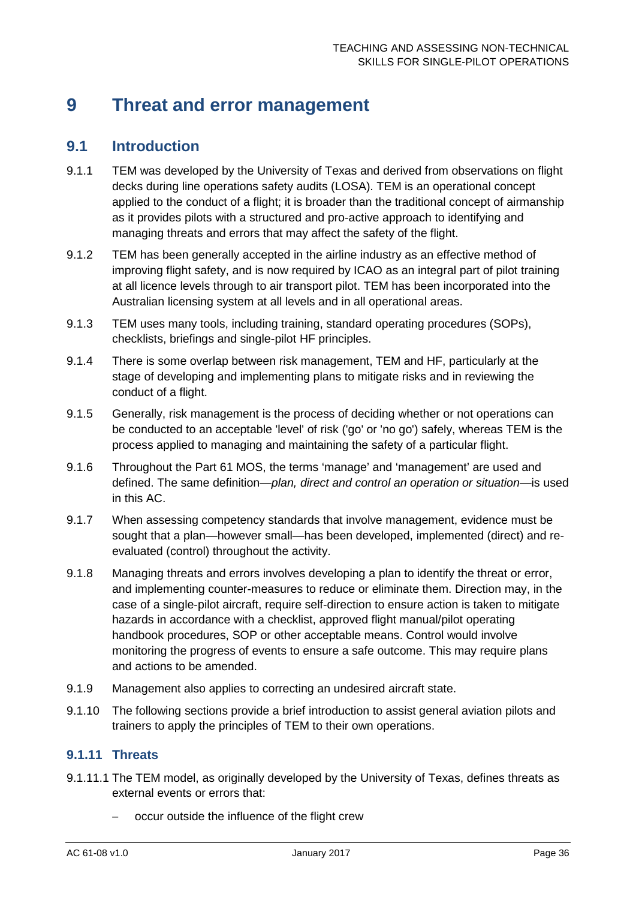# 9 Threat and error management

## 9.1 Introduction

9.1.1 TEM was developed by the University of Texas and derived from observations on flight decks during line operations safety audits (LOSA). TEM is an operational concept applied to the conduct of a flight; it is broader than the traditional concept of airmanship as it provides pilots with a structured and pro-active approach to identifying and managing threats and errors that may affect the safety of the flight.

9.1.2 TEM has been generally accepted in the airline industry as an effective method of improving flight safety, and is now required by ICAO as an integral part of pilot training at all licence levels through to air transport pilot. TEM has been incorporated into the Australian licensing system at all levels and in all operational areas.

9.1.3 TEM uses many tools, including training, standard operating procedures (SOPs), checklists, briefings and single-pilot HF principles.

9.1.4 There is some overlap between risk management, TEM and HF, particularly at the stage of developing and implementing plans to mitigate risks and in reviewing the conduct of a flight.

9.1.5 Generally, risk management is the process of deciding whether or not operations can be conducted to an acceptable 'level' of risk ('go' or 'no go') safely, whereas TEM is the process applied to managing and maintaining the safety of a particular flight.

9.1.6 Throughout the Part 61 MOS, the terms 'manage' and 'management' are used and defined. The same definition—*plan, direct and control an operation or situation*—is used in this AC.

9.1.7 When assessing competency standards that involve management, evidence must be sought that a plan—however small—has been developed, implemented (direct) and re-evaluated (control) throughout the activity.

9.1.8 Managing threats and errors involves developing a plan to identify the threat or error, and implementing counter-measures to reduce or eliminate them. Direction may, in the case of a single-pilot aircraft, require self-direction to ensure action is taken to mitigate hazards in accordance with a checklist, approved flight manual/pilot operating handbook procedures, SOP or other acceptable means. Control would involve monitoring the progress of events to ensure a safe outcome. This may require plans and actions to be amended.

9.1.9 Management also applies to correcting an undesired aircraft state.

9.1.10 The following sections provide a brief introduction to assist general aviation pilots and trainers to apply the principles of TEM to their own operations.

### 9.1.11 Threats

9.1.11.1 The TEM model, as originally developed by the University of Texas, defines threats as external events or errors that:

- occur outside the influence of the flight crew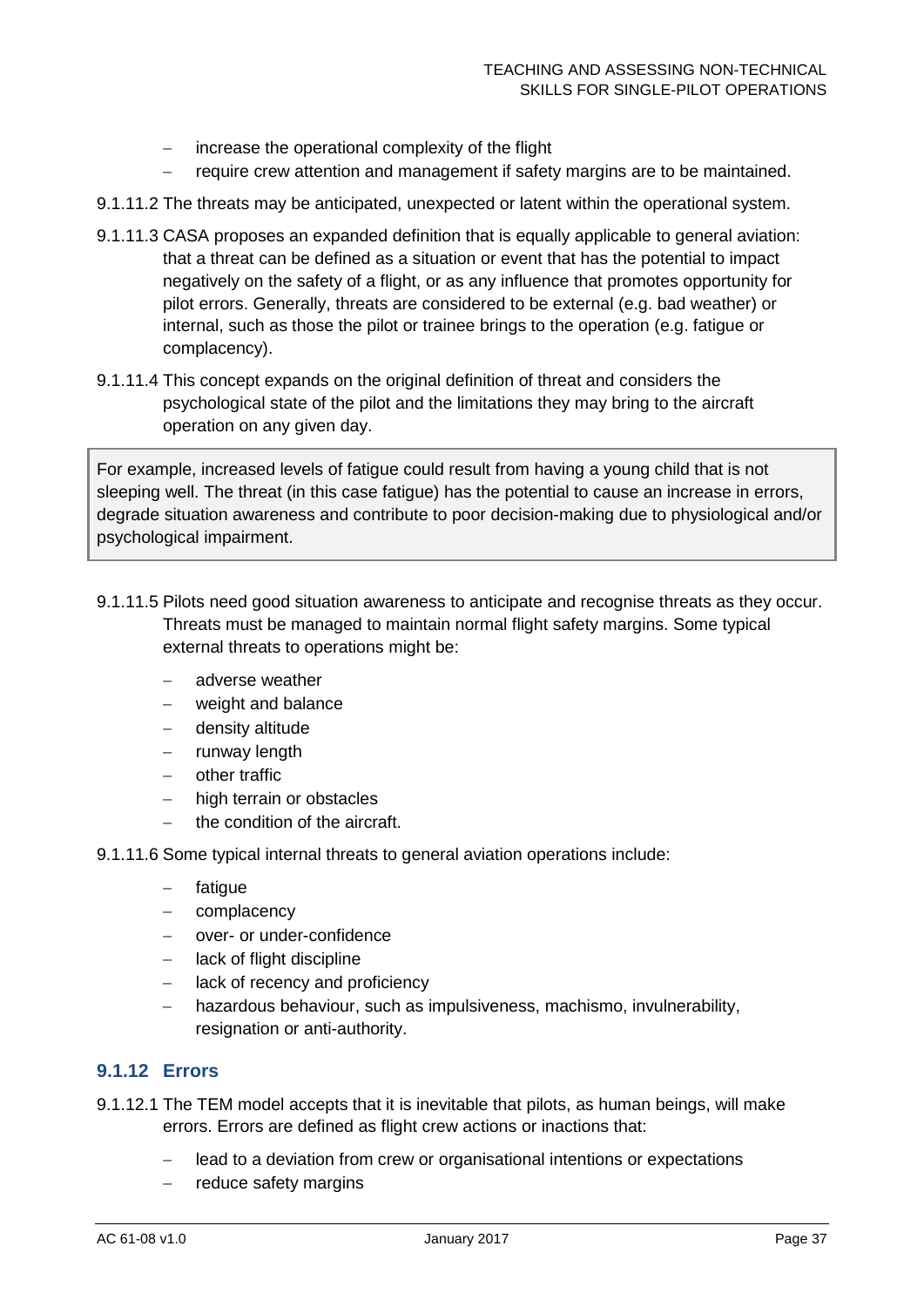- increase the operational complexity of the flight
- require crew attention and management if safety margins are to be maintained.

9.1.11.2 The threats may be anticipated, unexpected or latent within the operational system.

9.1.11.3 CASA proposes an expanded definition that is equally applicable to general aviation: that a threat can be defined as a situation or event that has the potential to impact negatively on the safety of a flight, or as any influence that promotes opportunity for pilot errors. Generally, threats are considered to be external (e.g. bad weather) or internal, such as those the pilot or trainee brings to the operation (e.g. fatigue or complacency).

9.1.11.4 This concept expands on the original definition of threat and considers the psychological state of the pilot and the limitations they may bring to the aircraft operation on any given day.

> For example, increased levels of fatigue could result from having a young child that is not sleeping well. The threat (in this case fatigue) has the potential to cause an increase in errors, degrade situation awareness and contribute to poor decision-making due to physiological and/or psychological impairment.

9.1.11.5 Pilots need good situation awareness to anticipate and recognise threats as they occur. Threats must be managed to maintain normal flight safety margins. Some typical external threats to operations might be:

- adverse weather
- weight and balance
- density altitude
- runway length
- other traffic
- high terrain or obstacles
- the condition of the aircraft.

9.1.11.6 Some typical internal threats to general aviation operations include:

- fatigue
- complacency
- over- or under-confidence
- lack of flight discipline
- lack of recency and proficiency
- hazardous behaviour, such as impulsiveness, machismo, invulnerability, resignation or anti-authority.

### 9.1.12 Errors

9.1.12.1 The TEM model accepts that it is inevitable that pilots, as human beings, will make errors. Errors are defined as flight crew actions or inactions that:

- lead to a deviation from crew or organisational intentions or expectations
- reduce safety margins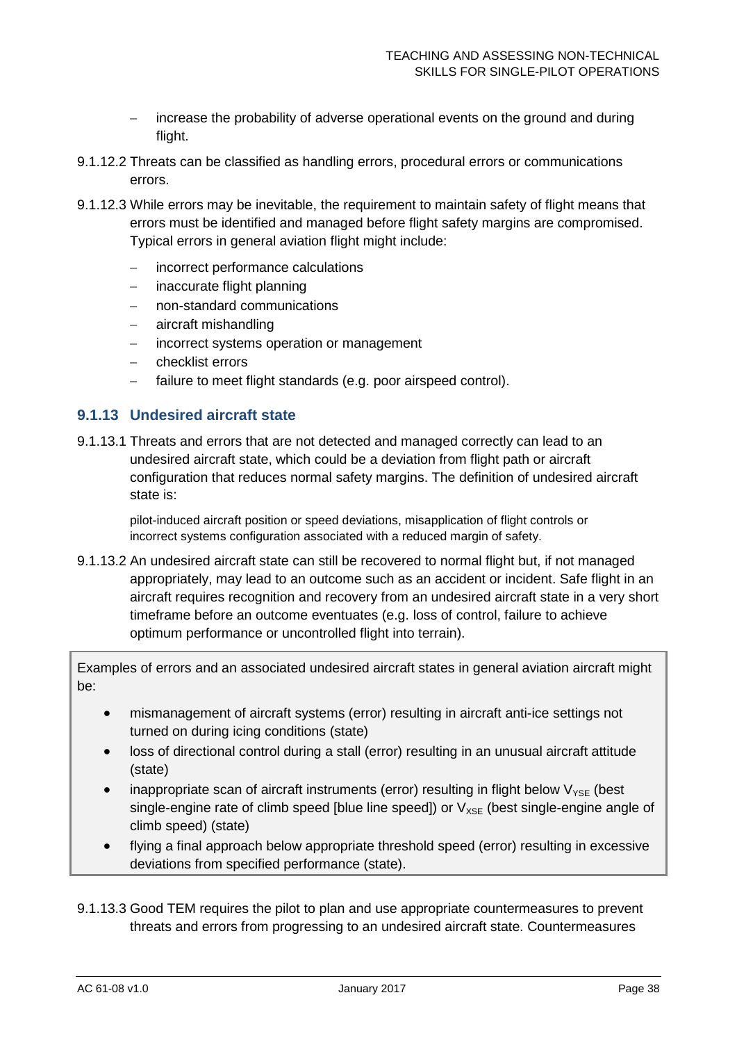- increase the probability of adverse operational events on the ground and during flight.

9.1.12.2 Threats can be classified as handling errors, procedural errors or communications errors.

9.1.12.3 While errors may be inevitable, the requirement to maintain safety of flight means that errors must be identified and managed before flight safety margins are compromised. Typical errors in general aviation flight might include:

- incorrect performance calculations
- inaccurate flight planning
- non-standard communications
- aircraft mishandling
- incorrect systems operation or management
- checklist errors
- failure to meet flight standards (e.g. poor airspeed control).

### 9.1.13 Undesired aircraft state

9.1.13.1 Threats and errors that are not detected and managed correctly can lead to an undesired aircraft state, which could be a deviation from flight path or aircraft configuration that reduces normal safety margins. The definition of undesired aircraft state is:

> pilot-induced aircraft position or speed deviations, misapplication of flight controls or incorrect systems configuration associated with a reduced margin of safety.

9.1.13.2 An undesired aircraft state can still be recovered to normal flight but, if not managed appropriately, may lead to an outcome such as an accident or incident. Safe flight in an aircraft requires recognition and recovery from an undesired aircraft state in a very short timeframe before an outcome eventuates (e.g. loss of control, failure to achieve optimum performance or uncontrolled flight into terrain).

> Examples of errors and an associated undesired aircraft states in general aviation aircraft might be:
>
> - mismanagement of aircraft systems (error) resulting in aircraft anti-ice settings not turned on during icing conditions (state)
> - loss of directional control during a stall (error) resulting in an unusual aircraft attitude (state)
> - inappropriate scan of aircraft instruments (error) resulting in flight below $V_{YSE}$ (best single-engine rate of climb speed [blue line speed]) or $V_{XSE}$ (best single-engine angle of climb speed) (state)
> - flying a final approach below appropriate threshold speed (error) resulting in excessive deviations from specified performance (state).

9.1.13.3 Good TEM requires the pilot to plan and use appropriate countermeasures to prevent threats and errors from progressing to an undesired aircraft state. Countermeasures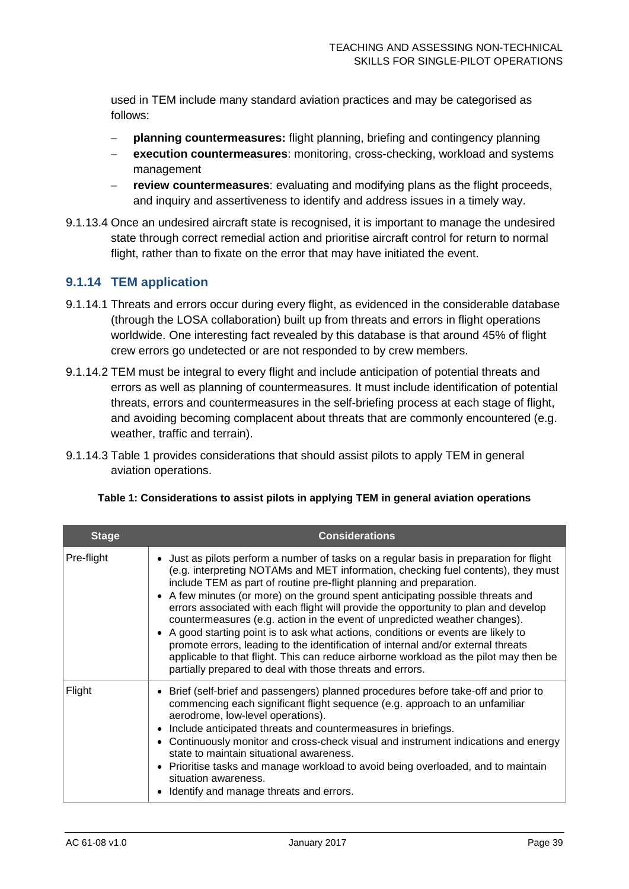used in TEM include many standard aviation practices and may be categorised as follows:

- **planning countermeasures:** flight planning, briefing and contingency planning
- **execution countermeasures**: monitoring, cross-checking, workload and systems management
- **review countermeasures**: evaluating and modifying plans as the flight proceeds, and inquiry and assertiveness to identify and address issues in a timely way.

9.1.13.4 Once an undesired aircraft state is recognised, it is important to manage the undesired state through correct remedial action and prioritise aircraft control for return to normal flight, rather than to fixate on the error that may have initiated the event.

### 9.1.14 TEM application

9.1.14.1 Threats and errors occur during every flight, as evidenced in the considerable database (through the LOSA collaboration) built up from threats and errors in flight operations worldwide. One interesting fact revealed by this database is that around 45% of flight crew errors go undetected or are not responded to by crew members.

9.1.14.2 TEM must be integral to every flight and include anticipation of potential threats and errors as well as planning of countermeasures. It must include identification of potential threats, errors and countermeasures in the self-briefing process at each stage of flight, and avoiding becoming complacent about threats that are commonly encountered (e.g. weather, traffic and terrain).

9.1.14.3 Table 1 provides considerations that should assist pilots to apply TEM in general aviation operations.

**Table 1: Considerations to assist pilots in applying TEM in general aviation operations**

| Stage | Considerations |
|---|---|
| Pre-flight | • Just as pilots perform a number of tasks on a regular basis in preparation for flight (e.g. interpreting NOTAMs and MET information, checking fuel contents), they must include TEM as part of routine pre-flight planning and preparation.<br>• A few minutes (or more) on the ground spent anticipating possible threats and errors associated with each flight will provide the opportunity to plan and develop countermeasures (e.g. action in the event of unpredicted weather changes).<br>• A good starting point is to ask what actions, conditions or events are likely to promote errors, leading to the identification of internal and/or external threats applicable to that flight. This can reduce airborne workload as the pilot may then be partially prepared to deal with those threats and errors. |
| Flight | • Brief (self-brief and passengers) planned procedures before take-off and prior to commencing each significant flight sequence (e.g. approach to an unfamiliar aerodrome, low-level operations).<br>• Include anticipated threats and countermeasures in briefings.<br>• Continuously monitor and cross-check visual and instrument indications and energy state to maintain situational awareness.<br>• Prioritise tasks and manage workload to avoid being overloaded, and to maintain situation awareness.<br>• Identify and manage threats and errors. |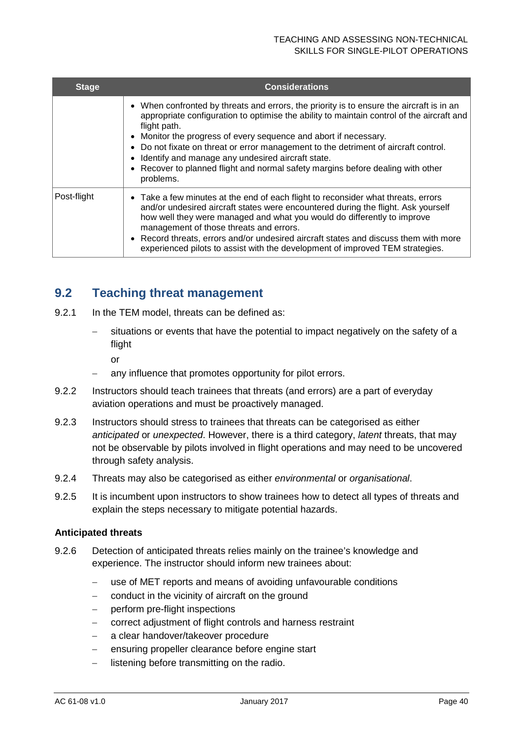| Stage | Considerations |
|---|---|
| | • When confronted by threats and errors, the priority is to ensure the aircraft is in an appropriate configuration to optimise the ability to maintain control of the aircraft and flight path.<br>• Monitor the progress of every sequence and abort if necessary.<br>• Do not fixate on threat or error management to the detriment of aircraft control.<br>• Identify and manage any undesired aircraft state.<br>• Recover to planned flight and normal safety margins before dealing with other problems. |
| Post-flight | • Take a few minutes at the end of each flight to reconsider what threats, errors and/or undesired aircraft states were encountered during the flight. Ask yourself how well they were managed and what you would do differently to improve management of those threats and errors.<br>• Record threats, errors and/or undesired aircraft states and discuss them with more experienced pilots to assist with the development of improved TEM strategies. |

## 9.2 Teaching threat management

9.2.1 In the TEM model, threats can be defined as:

- situations or events that have the potential to impact negatively on the safety of a flight

  or

- any influence that promotes opportunity for pilot errors.

9.2.2 Instructors should teach trainees that threats (and errors) are a part of everyday aviation operations and must be proactively managed.

9.2.3 Instructors should stress to trainees that threats can be categorised as either *anticipated* or *unexpected*. However, there is a third category, *latent* threats, that may not be observable by pilots involved in flight operations and may need to be uncovered through safety analysis.

9.2.4 Threats may also be categorised as either *environmental* or *organisational*.

9.2.5 It is incumbent upon instructors to show trainees how to detect all types of threats and explain the steps necessary to mitigate potential hazards.

**Anticipated threats**

9.2.6 Detection of anticipated threats relies mainly on the trainee's knowledge and experience. The instructor should inform new trainees about:

- use of MET reports and means of avoiding unfavourable conditions
- conduct in the vicinity of aircraft on the ground
- perform pre-flight inspections
- correct adjustment of flight controls and harness restraint
- a clear handover/takeover procedure
- ensuring propeller clearance before engine start
- listening before transmitting on the radio.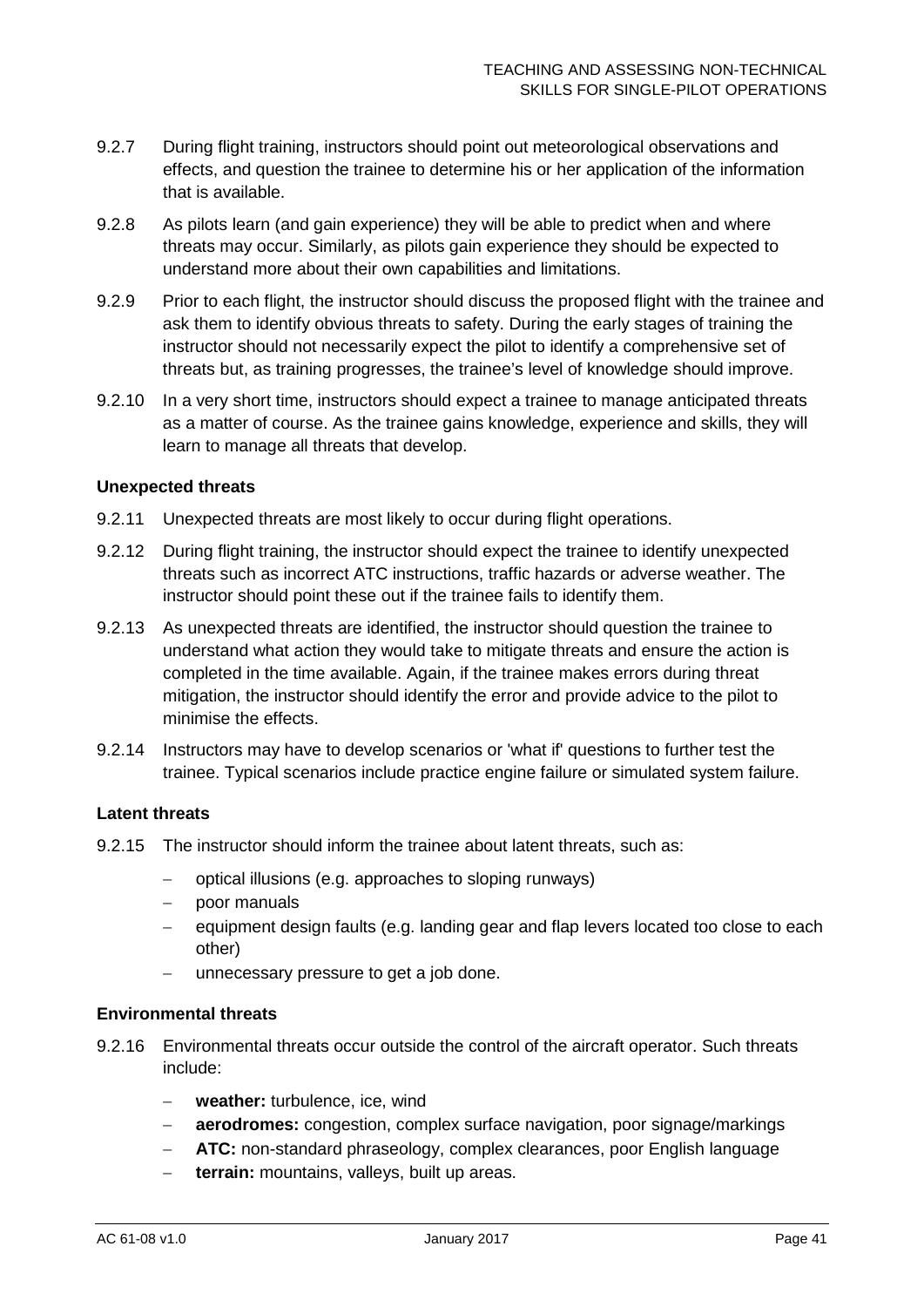9.2.7 During flight training, instructors should point out meteorological observations and effects, and question the trainee to determine his or her application of the information that is available.

9.2.8 As pilots learn (and gain experience) they will be able to predict when and where threats may occur. Similarly, as pilots gain experience they should be expected to understand more about their own capabilities and limitations.

9.2.9 Prior to each flight, the instructor should discuss the proposed flight with the trainee and ask them to identify obvious threats to safety. During the early stages of training the instructor should not necessarily expect the pilot to identify a comprehensive set of threats but, as training progresses, the trainee's level of knowledge should improve.

9.2.10 In a very short time, instructors should expect a trainee to manage anticipated threats as a matter of course. As the trainee gains knowledge, experience and skills, they will learn to manage all threats that develop.

#### Unexpected threats

9.2.11 Unexpected threats are most likely to occur during flight operations.

9.2.12 During flight training, the instructor should expect the trainee to identify unexpected threats such as incorrect ATC instructions, traffic hazards or adverse weather. The instructor should point these out if the trainee fails to identify them.

9.2.13 As unexpected threats are identified, the instructor should question the trainee to understand what action they would take to mitigate threats and ensure the action is completed in the time available. Again, if the trainee makes errors during threat mitigation, the instructor should identify the error and provide advice to the pilot to minimise the effects.

9.2.14 Instructors may have to develop scenarios or 'what if' questions to further test the trainee. Typical scenarios include practice engine failure or simulated system failure.

#### Latent threats

9.2.15 The instructor should inform the trainee about latent threats, such as:

- optical illusions (e.g. approaches to sloping runways)
- poor manuals
- equipment design faults (e.g. landing gear and flap levers located too close to each other)
- unnecessary pressure to get a job done.

#### Environmental threats

9.2.16 Environmental threats occur outside the control of the aircraft operator. Such threats include:

- **weather:** turbulence, ice, wind
- **aerodromes:** congestion, complex surface navigation, poor signage/markings
- **ATC:** non-standard phraseology, complex clearances, poor English language
- **terrain:** mountains, valleys, built up areas.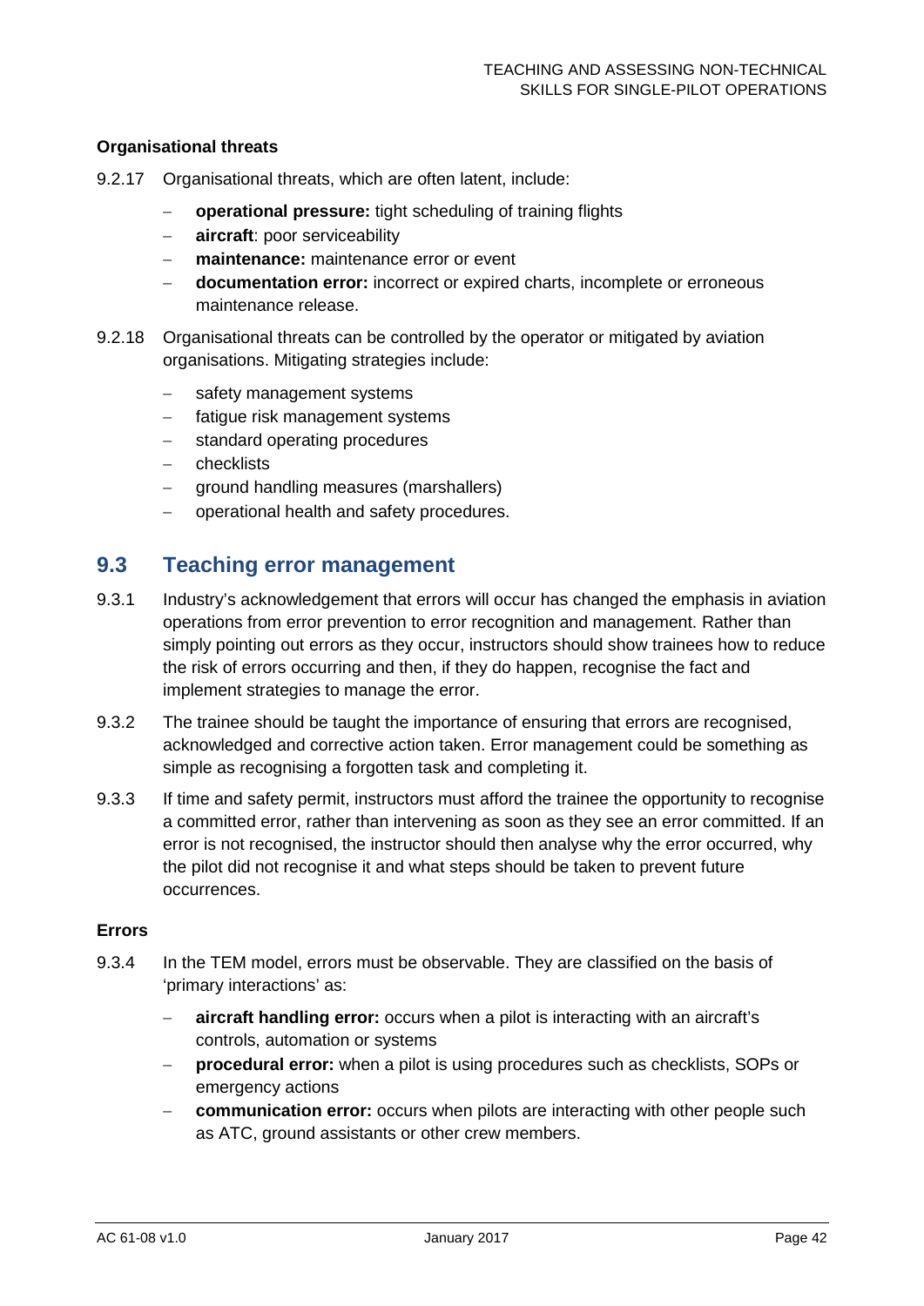#### Organisational threats

9.2.17 Organisational threats, which are often latent, include:

- **operational pressure:** tight scheduling of training flights
- **aircraft**: poor serviceability
- **maintenance:** maintenance error or event
- **documentation error:** incorrect or expired charts, incomplete or erroneous maintenance release.

9.2.18 Organisational threats can be controlled by the operator or mitigated by aviation organisations. Mitigating strategies include:

- safety management systems
- fatigue risk management systems
- standard operating procedures
- checklists
- ground handling measures (marshallers)
- operational health and safety procedures.

## 9.3 Teaching error management

9.3.1 Industry's acknowledgement that errors will occur has changed the emphasis in aviation operations from error prevention to error recognition and management. Rather than simply pointing out errors as they occur, instructors should show trainees how to reduce the risk of errors occurring and then, if they do happen, recognise the fact and implement strategies to manage the error.

9.3.2 The trainee should be taught the importance of ensuring that errors are recognised, acknowledged and corrective action taken. Error management could be something as simple as recognising a forgotten task and completing it.

9.3.3 If time and safety permit, instructors must afford the trainee the opportunity to recognise a committed error, rather than intervening as soon as they see an error committed. If an error is not recognised, the instructor should then analyse why the error occurred, why the pilot did not recognise it and what steps should be taken to prevent future occurrences.

#### Errors

9.3.4 In the TEM model, errors must be observable. They are classified on the basis of 'primary interactions' as:

- **aircraft handling error:** occurs when a pilot is interacting with an aircraft's controls, automation or systems
- **procedural error:** when a pilot is using procedures such as checklists, SOPs or emergency actions
- **communication error:** occurs when pilots are interacting with other people such as ATC, ground assistants or other crew members.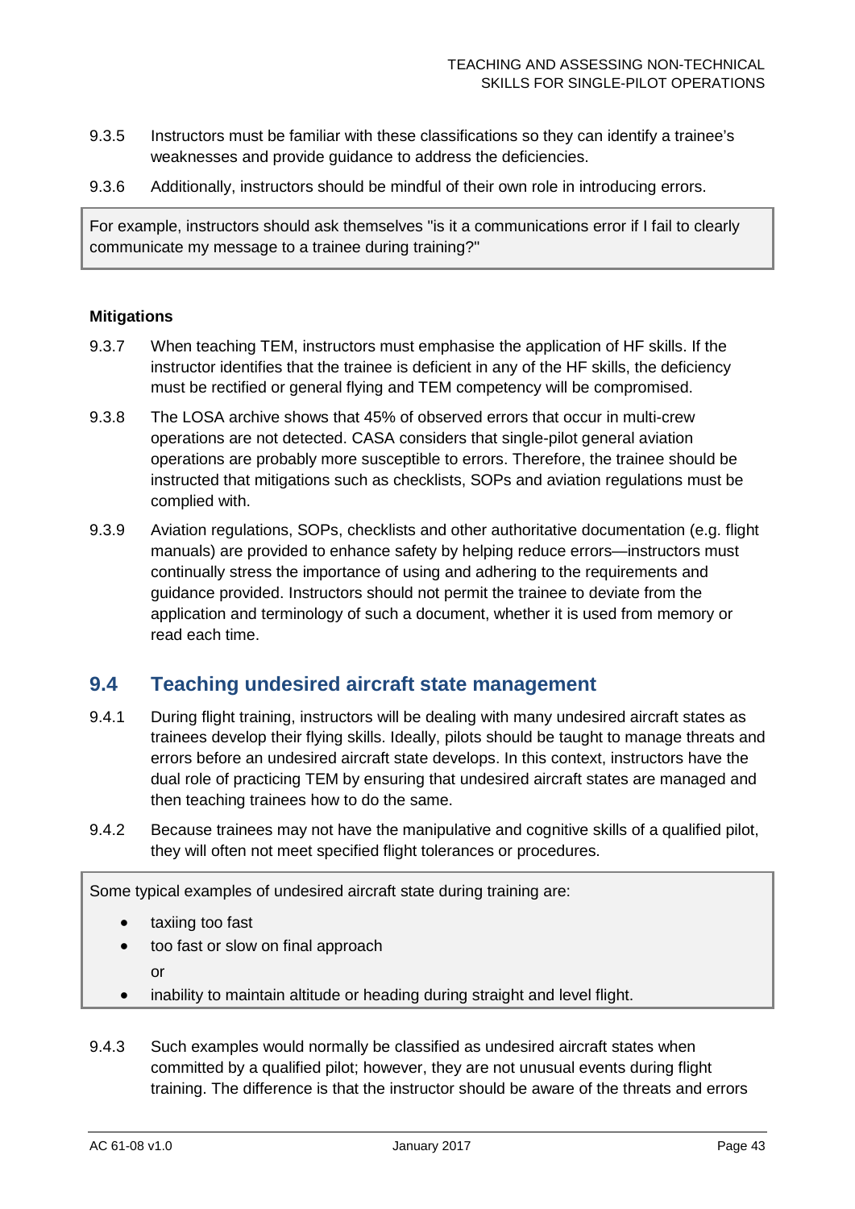9.3.5 Instructors must be familiar with these classifications so they can identify a trainee's weaknesses and provide guidance to address the deficiencies.

9.3.6 Additionally, instructors should be mindful of their own role in introducing errors.

> For example, instructors should ask themselves "is it a communications error if I fail to clearly communicate my message to a trainee during training?"

**Mitigations**

9.3.7 When teaching TEM, instructors must emphasise the application of HF skills. If the instructor identifies that the trainee is deficient in any of the HF skills, the deficiency must be rectified or general flying and TEM competency will be compromised.

9.3.8 The LOSA archive shows that 45% of observed errors that occur in multi-crew operations are not detected. CASA considers that single-pilot general aviation operations are probably more susceptible to errors. Therefore, the trainee should be instructed that mitigations such as checklists, SOPs and aviation regulations must be complied with.

9.3.9 Aviation regulations, SOPs, checklists and other authoritative documentation (e.g. flight manuals) are provided to enhance safety by helping reduce errors—instructors must continually stress the importance of using and adhering to the requirements and guidance provided. Instructors should not permit the trainee to deviate from the application and terminology of such a document, whether it is used from memory or read each time.

## 9.4 Teaching undesired aircraft state management

9.4.1 During flight training, instructors will be dealing with many undesired aircraft states as trainees develop their flying skills. Ideally, pilots should be taught to manage threats and errors before an undesired aircraft state develops. In this context, instructors have the dual role of practicing TEM by ensuring that undesired aircraft states are managed and then teaching trainees how to do the same.

9.4.2 Because trainees may not have the manipulative and cognitive skills of a qualified pilot, they will often not meet specified flight tolerances or procedures.

> Some typical examples of undesired aircraft state during training are:
>
> - taxiing too fast
> - too fast or slow on final approach
>
>   or
> - inability to maintain altitude or heading during straight and level flight.

9.4.3 Such examples would normally be classified as undesired aircraft states when committed by a qualified pilot; however, they are not unusual events during flight training. The difference is that the instructor should be aware of the threats and errors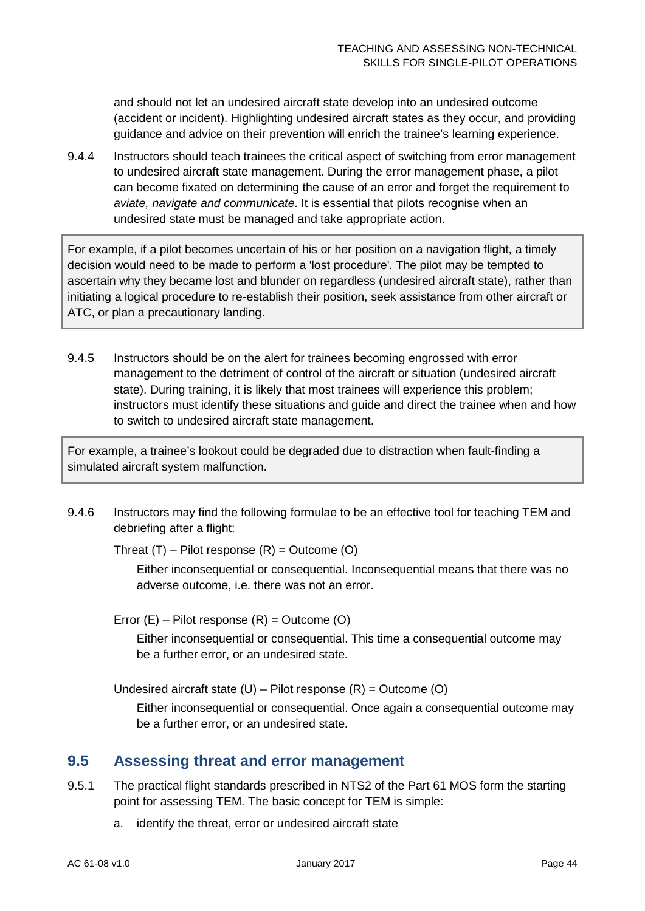and should not let an undesired aircraft state develop into an undesired outcome (accident or incident). Highlighting undesired aircraft states as they occur, and providing guidance and advice on their prevention will enrich the trainee's learning experience.

9.4.4 Instructors should teach trainees the critical aspect of switching from error management to undesired aircraft state management. During the error management phase, a pilot can become fixated on determining the cause of an error and forget the requirement to *aviate, navigate and communicate*. It is essential that pilots recognise when an undesired state must be managed and take appropriate action.

> For example, if a pilot becomes uncertain of his or her position on a navigation flight, a timely decision would need to be made to perform a 'lost procedure'. The pilot may be tempted to ascertain why they became lost and blunder on regardless (undesired aircraft state), rather than initiating a logical procedure to re-establish their position, seek assistance from other aircraft or ATC, or plan a precautionary landing.

9.4.5 Instructors should be on the alert for trainees becoming engrossed with error management to the detriment of control of the aircraft or situation (undesired aircraft state). During training, it is likely that most trainees will experience this problem; instructors must identify these situations and guide and direct the trainee when and how to switch to undesired aircraft state management.

> For example, a trainee's lookout could be degraded due to distraction when fault-finding a simulated aircraft system malfunction.

9.4.6 Instructors may find the following formulae to be an effective tool for teaching TEM and debriefing after a flight:

Threat (T) – Pilot response (R) = Outcome (O)

Either inconsequential or consequential. Inconsequential means that there was no adverse outcome, i.e. there was not an error.

Error (E) – Pilot response (R) = Outcome (O)

Either inconsequential or consequential. This time a consequential outcome may be a further error, or an undesired state.

Undesired aircraft state (U) – Pilot response (R) = Outcome (O)

Either inconsequential or consequential. Once again a consequential outcome may be a further error, or an undesired state.

## 9.5 Assessing threat and error management

9.5.1 The practical flight standards prescribed in NTS2 of the Part 61 MOS form the starting point for assessing TEM. The basic concept for TEM is simple:

a. identify the threat, error or undesired aircraft state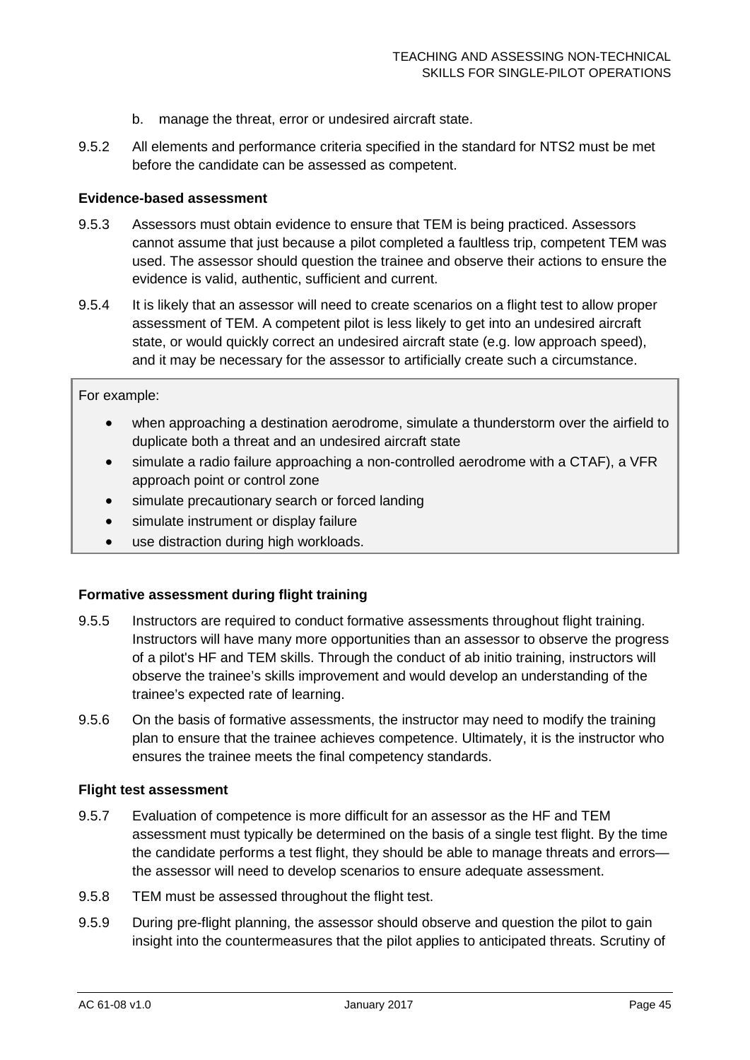b. manage the threat, error or undesired aircraft state.

9.5.2 All elements and performance criteria specified in the standard for NTS2 must be met before the candidate can be assessed as competent.

**Evidence-based assessment**

9.5.3 Assessors must obtain evidence to ensure that TEM is being practiced. Assessors cannot assume that just because a pilot completed a faultless trip, competent TEM was used. The assessor should question the trainee and observe their actions to ensure the evidence is valid, authentic, sufficient and current.

9.5.4 It is likely that an assessor will need to create scenarios on a flight test to allow proper assessment of TEM. A competent pilot is less likely to get into an undesired aircraft state, or would quickly correct an undesired aircraft state (e.g. low approach speed), and it may be necessary for the assessor to artificially create such a circumstance.

For example:

- when approaching a destination aerodrome, simulate a thunderstorm over the airfield to duplicate both a threat and an undesired aircraft state
- simulate a radio failure approaching a non-controlled aerodrome with a CTAF), a VFR approach point or control zone
- simulate precautionary search or forced landing
- simulate instrument or display failure
- use distraction during high workloads.

**Formative assessment during flight training**

9.5.5 Instructors are required to conduct formative assessments throughout flight training. Instructors will have many more opportunities than an assessor to observe the progress of a pilot's HF and TEM skills. Through the conduct of ab initio training, instructors will observe the trainee's skills improvement and would develop an understanding of the trainee's expected rate of learning.

9.5.6 On the basis of formative assessments, the instructor may need to modify the training plan to ensure that the trainee achieves competence. Ultimately, it is the instructor who ensures the trainee meets the final competency standards.

**Flight test assessment**

9.5.7 Evaluation of competence is more difficult for an assessor as the HF and TEM assessment must typically be determined on the basis of a single test flight. By the time the candidate performs a test flight, they should be able to manage threats and errors—the assessor will need to develop scenarios to ensure adequate assessment.

9.5.8 TEM must be assessed throughout the flight test.

9.5.9 During pre-flight planning, the assessor should observe and question the pilot to gain insight into the countermeasures that the pilot applies to anticipated threats. Scrutiny of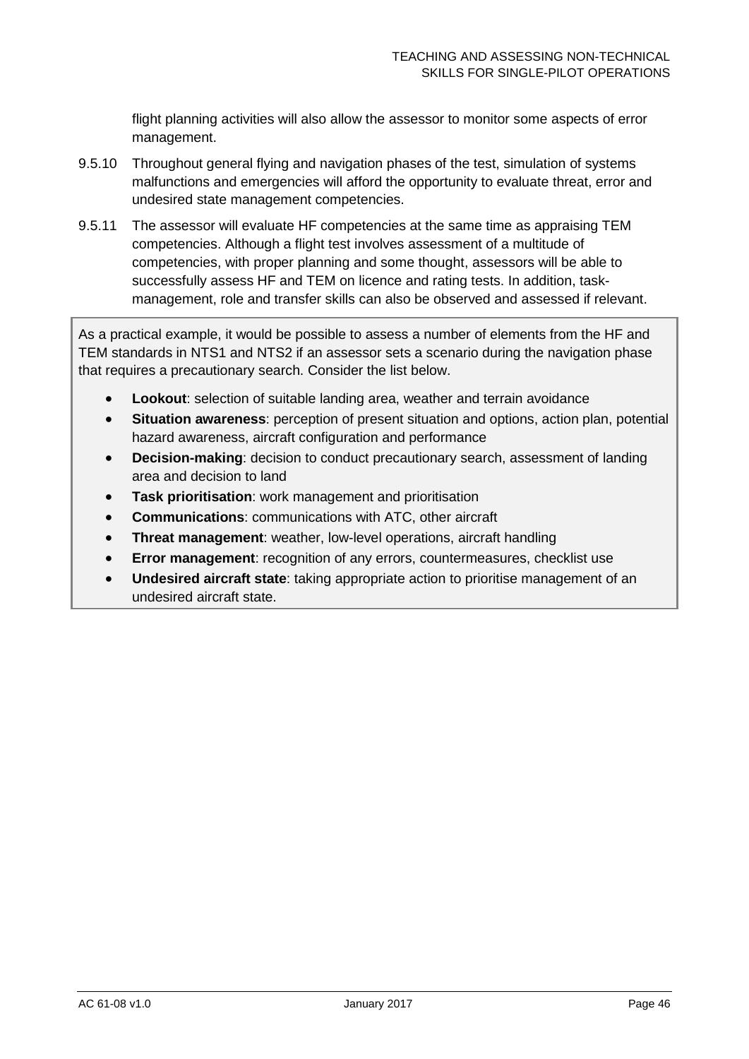flight planning activities will also allow the assessor to monitor some aspects of error management.

9.5.10 Throughout general flying and navigation phases of the test, simulation of systems malfunctions and emergencies will afford the opportunity to evaluate threat, error and undesired state management competencies.

9.5.11 The assessor will evaluate HF competencies at the same time as appraising TEM competencies. Although a flight test involves assessment of a multitude of competencies, with proper planning and some thought, assessors will be able to successfully assess HF and TEM on licence and rating tests. In addition, task-management, role and transfer skills can also be observed and assessed if relevant.

As a practical example, it would be possible to assess a number of elements from the HF and TEM standards in NTS1 and NTS2 if an assessor sets a scenario during the navigation phase that requires a precautionary search. Consider the list below.

- **Lookout**: selection of suitable landing area, weather and terrain avoidance
- **Situation awareness**: perception of present situation and options, action plan, potential hazard awareness, aircraft configuration and performance
- **Decision-making**: decision to conduct precautionary search, assessment of landing area and decision to land
- **Task prioritisation**: work management and prioritisation
- **Communications**: communications with ATC, other aircraft
- **Threat management**: weather, low-level operations, aircraft handling
- **Error management**: recognition of any errors, countermeasures, checklist use
- **Undesired aircraft state**: taking appropriate action to prioritise management of an undesired aircraft state.